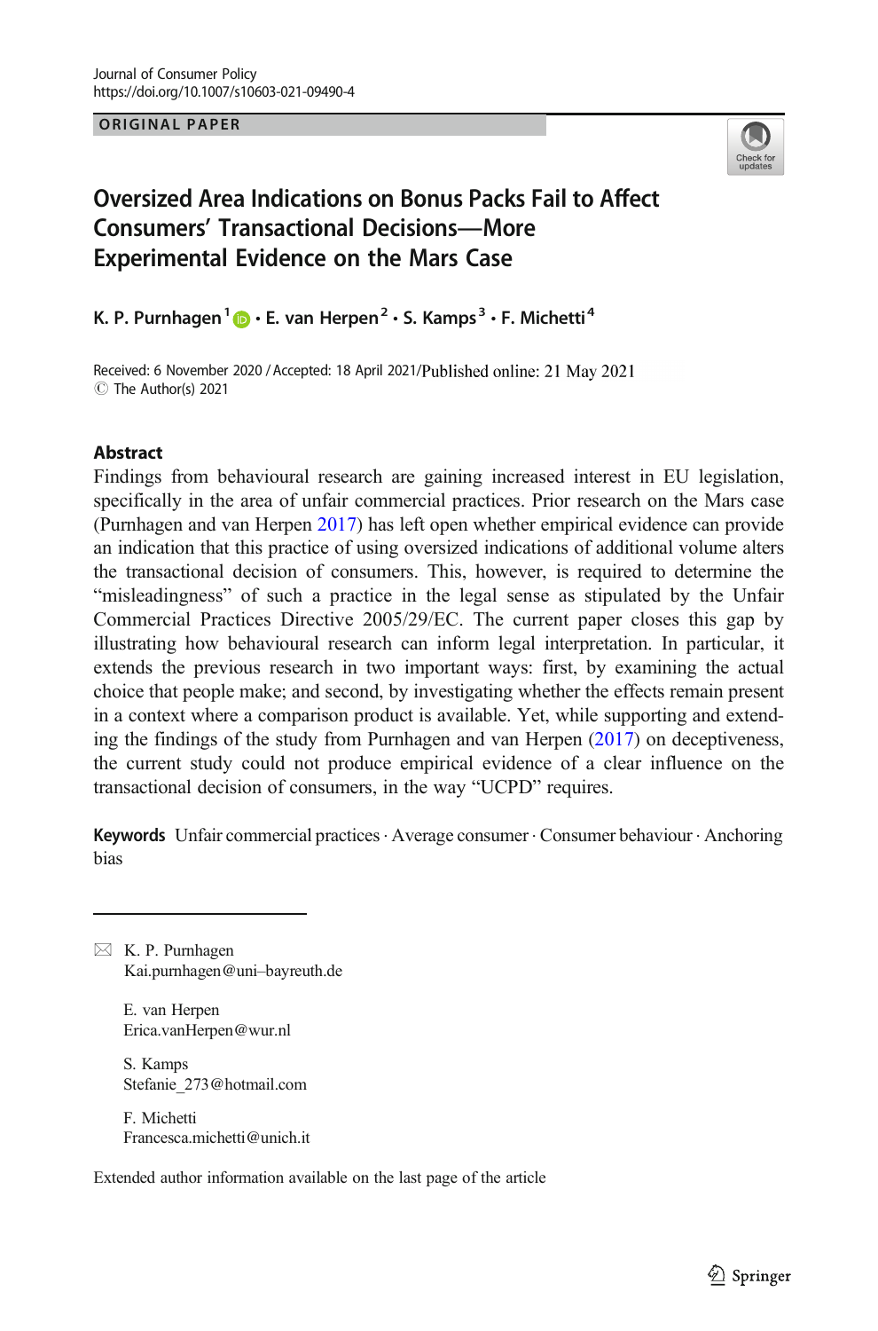Journal of Consumer Policy
https://doi.org/10.1007/s10603-021-09490-4

ORIGINAL PAPER

# Oversized Area Indications on Bonus Packs Fail to Affect Consumers' Transactional Decisions—More Experimental Evidence on the Mars Case

K. P. Purnhagen[1] · E. van Herpen[2] · S. Kamps[3] · F. Michetti[4]

Received: 6 November 2020 / Accepted: 18 April 2021/Published online: 21 May 2021
© The Author(s) 2021

## Abstract

Findings from behavioural research are gaining increased interest in EU legislation, specifically in the area of unfair commercial practices. Prior research on the Mars case (Purnhagen and van Herpen 2017) has left open whether empirical evidence can provide an indication that this practice of using oversized indications of additional volume alters the transactional decision of consumers. This, however, is required to determine the "misleadingness" of such a practice in the legal sense as stipulated by the Unfair Commercial Practices Directive 2005/29/EC. The current paper closes this gap by illustrating how behavioural research can inform legal interpretation. In particular, it extends the previous research in two important ways: first, by examining the actual choice that people make; and second, by investigating whether the effects remain present in a context where a comparison product is available. Yet, while supporting and extending the findings of the study from Purnhagen and van Herpen (2017) on deceptiveness, the current study could not produce empirical evidence of a clear influence on the transactional decision of consumers, in the way "UCPD" requires.

**Keywords** Unfair commercial practices · Average consumer · Consumer behaviour · Anchoring bias

---

✉ K. P. Purnhagen
Kai.purnhagen@uni–bayreuth.de

E. van Herpen
Erica.vanHerpen@wur.nl

S. Kamps
Stefanie_273@hotmail.com

F. Michetti
Francesca.michetti@unich.it

Extended author information available on the last page of the article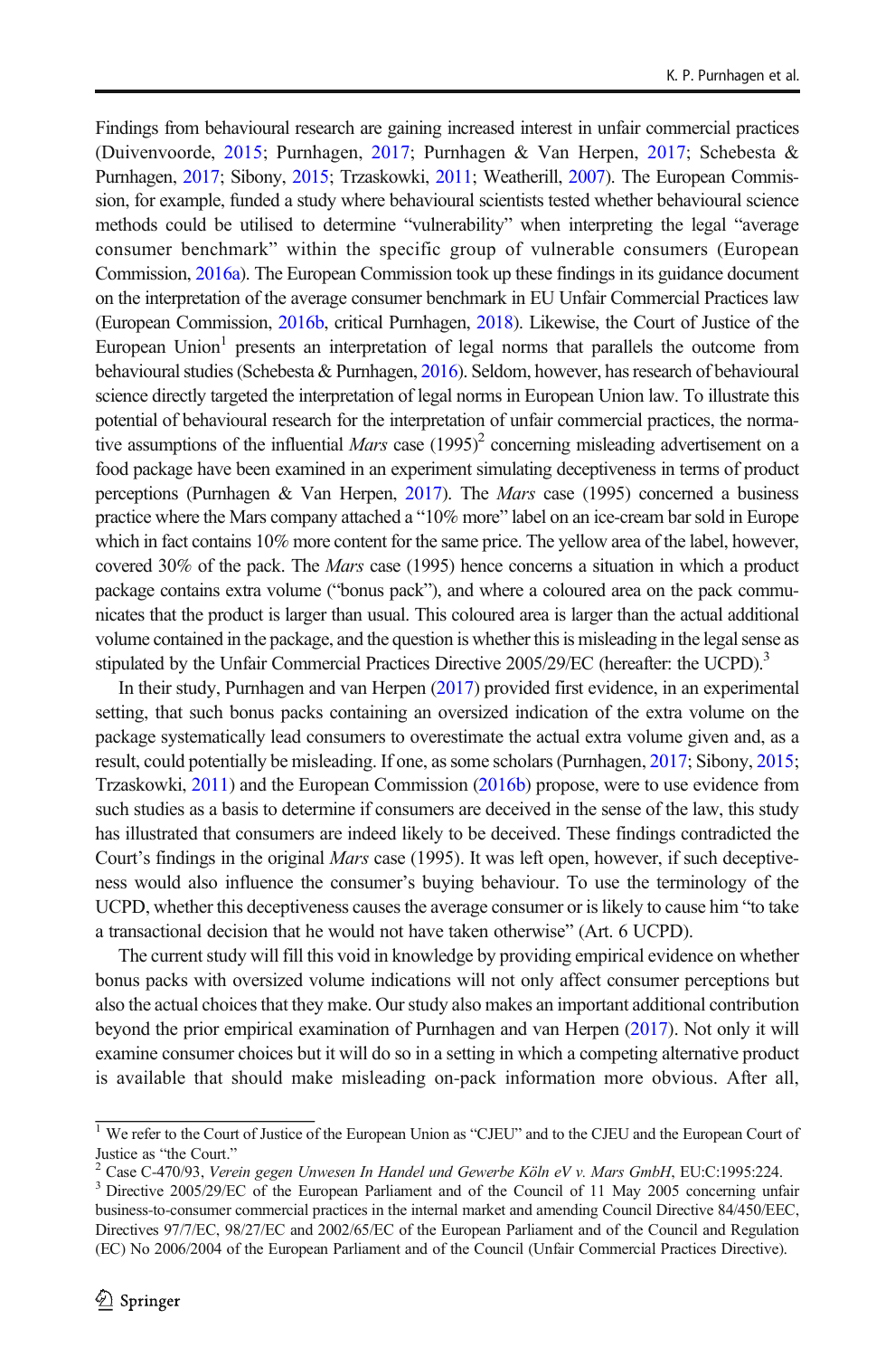Findings from behavioural research are gaining increased interest in unfair commercial practices (Duivenvoorde, 2015; Purnhagen, 2017; Purnhagen & Van Herpen, 2017; Schebesta & Purnhagen, 2017; Sibony, 2015; Trzaskowki, 2011; Weatherill, 2007). The European Commission, for example, funded a study where behavioural scientists tested whether behavioural science methods could be utilised to determine "vulnerability" when interpreting the legal "average consumer benchmark" within the specific group of vulnerable consumers (European Commission, 2016a). The European Commission took up these findings in its guidance document on the interpretation of the average consumer benchmark in EU Unfair Commercial Practices law (European Commission, 2016b, critical Purnhagen, 2018). Likewise, the Court of Justice of the European Union[1] presents an interpretation of legal norms that parallels the outcome from behavioural studies (Schebesta & Purnhagen, 2016). Seldom, however, has research of behavioural science directly targeted the interpretation of legal norms in European Union law. To illustrate this potential of behavioural research for the interpretation of unfair commercial practices, the normative assumptions of the influential *Mars* case (1995)[2] concerning misleading advertisement on a food package have been examined in an experiment simulating deceptiveness in terms of product perceptions (Purnhagen & Van Herpen, 2017). The *Mars* case (1995) concerned a business practice where the Mars company attached a "10% more" label on an ice-cream bar sold in Europe which in fact contains 10% more content for the same price. The yellow area of the label, however, covered 30% of the pack. The *Mars* case (1995) hence concerns a situation in which a product package contains extra volume ("bonus pack"), and where a coloured area on the pack communicates that the product is larger than usual. This coloured area is larger than the actual additional volume contained in the package, and the question is whether this is misleading in the legal sense as stipulated by the Unfair Commercial Practices Directive 2005/29/EC (hereafter: the UCPD).[3]

In their study, Purnhagen and van Herpen (2017) provided first evidence, in an experimental setting, that such bonus packs containing an oversized indication of the extra volume on the package systematically lead consumers to overestimate the actual extra volume given and, as a result, could potentially be misleading. If one, as some scholars (Purnhagen, 2017; Sibony, 2015; Trzaskowki, 2011) and the European Commission (2016b) propose, were to use evidence from such studies as a basis to determine if consumers are deceived in the sense of the law, this study has illustrated that consumers are indeed likely to be deceived. These findings contradicted the Court's findings in the original *Mars* case (1995). It was left open, however, if such deceptiveness would also influence the consumer's buying behaviour. To use the terminology of the UCPD, whether this deceptiveness causes the average consumer or is likely to cause him "to take a transactional decision that he would not have taken otherwise" (Art. 6 UCPD).

The current study will fill this void in knowledge by providing empirical evidence on whether bonus packs with oversized volume indications will not only affect consumer perceptions but also the actual choices that they make. Our study also makes an important additional contribution beyond the prior empirical examination of Purnhagen and van Herpen (2017). Not only it will examine consumer choices but it will do so in a setting in which a competing alternative product is available that should make misleading on-pack information more obvious. After all,

[1] We refer to the Court of Justice of the European Union as "CJEU" and to the CJEU and the European Court of Justice as "the Court."

[2] Case C-470/93, *Verein gegen Unwesen In Handel und Gewerbe Köln eV v. Mars GmbH*, EU:C:1995:224.

[3] Directive 2005/29/EC of the European Parliament and of the Council of 11 May 2005 concerning unfair business-to-consumer commercial practices in the internal market and amending Council Directive 84/450/EEC, Directives 97/7/EC, 98/27/EC and 2002/65/EC of the European Parliament and of the Council and Regulation (EC) No 2006/2004 of the European Parliament and of the Council (Unfair Commercial Practices Directive).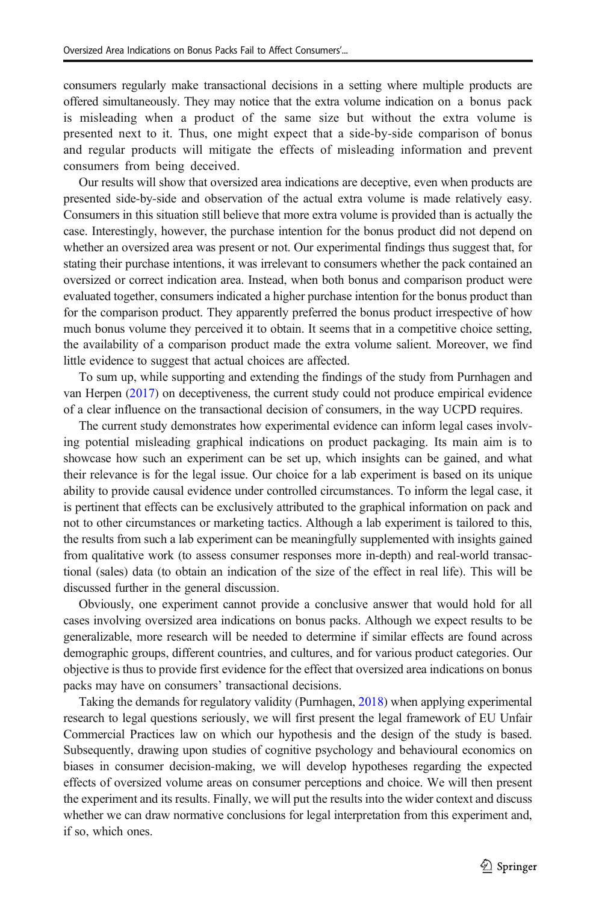consumers regularly make transactional decisions in a setting where multiple products are offered simultaneously. They may notice that the extra volume indication on a bonus pack is misleading when a product of the same size but without the extra volume is presented next to it. Thus, one might expect that a side-by-side comparison of bonus and regular products will mitigate the effects of misleading information and prevent consumers from being deceived.

Our results will show that oversized area indications are deceptive, even when products are presented side-by-side and observation of the actual extra volume is made relatively easy. Consumers in this situation still believe that more extra volume is provided than is actually the case. Interestingly, however, the purchase intention for the bonus product did not depend on whether an oversized area was present or not. Our experimental findings thus suggest that, for stating their purchase intentions, it was irrelevant to consumers whether the pack contained an oversized or correct indication area. Instead, when both bonus and comparison product were evaluated together, consumers indicated a higher purchase intention for the bonus product than for the comparison product. They apparently preferred the bonus product irrespective of how much bonus volume they perceived it to obtain. It seems that in a competitive choice setting, the availability of a comparison product made the extra volume salient. Moreover, we find little evidence to suggest that actual choices are affected.

To sum up, while supporting and extending the findings of the study from Purnhagen and van Herpen (2017) on deceptiveness, the current study could not produce empirical evidence of a clear influence on the transactional decision of consumers, in the way UCPD requires.

The current study demonstrates how experimental evidence can inform legal cases involving potential misleading graphical indications on product packaging. Its main aim is to showcase how such an experiment can be set up, which insights can be gained, and what their relevance is for the legal issue. Our choice for a lab experiment is based on its unique ability to provide causal evidence under controlled circumstances. To inform the legal case, it is pertinent that effects can be exclusively attributed to the graphical information on pack and not to other circumstances or marketing tactics. Although a lab experiment is tailored to this, the results from such a lab experiment can be meaningfully supplemented with insights gained from qualitative work (to assess consumer responses more in-depth) and real-world transactional (sales) data (to obtain an indication of the size of the effect in real life). This will be discussed further in the general discussion.

Obviously, one experiment cannot provide a conclusive answer that would hold for all cases involving oversized area indications on bonus packs. Although we expect results to be generalizable, more research will be needed to determine if similar effects are found across demographic groups, different countries, and cultures, and for various product categories. Our objective is thus to provide first evidence for the effect that oversized area indications on bonus packs may have on consumers' transactional decisions.

Taking the demands for regulatory validity (Purnhagen, 2018) when applying experimental research to legal questions seriously, we will first present the legal framework of EU Unfair Commercial Practices law on which our hypothesis and the design of the study is based. Subsequently, drawing upon studies of cognitive psychology and behavioural economics on biases in consumer decision-making, we will develop hypotheses regarding the expected effects of oversized volume areas on consumer perceptions and choice. We will then present the experiment and its results. Finally, we will put the results into the wider context and discuss whether we can draw normative conclusions for legal interpretation from this experiment and, if so, which ones.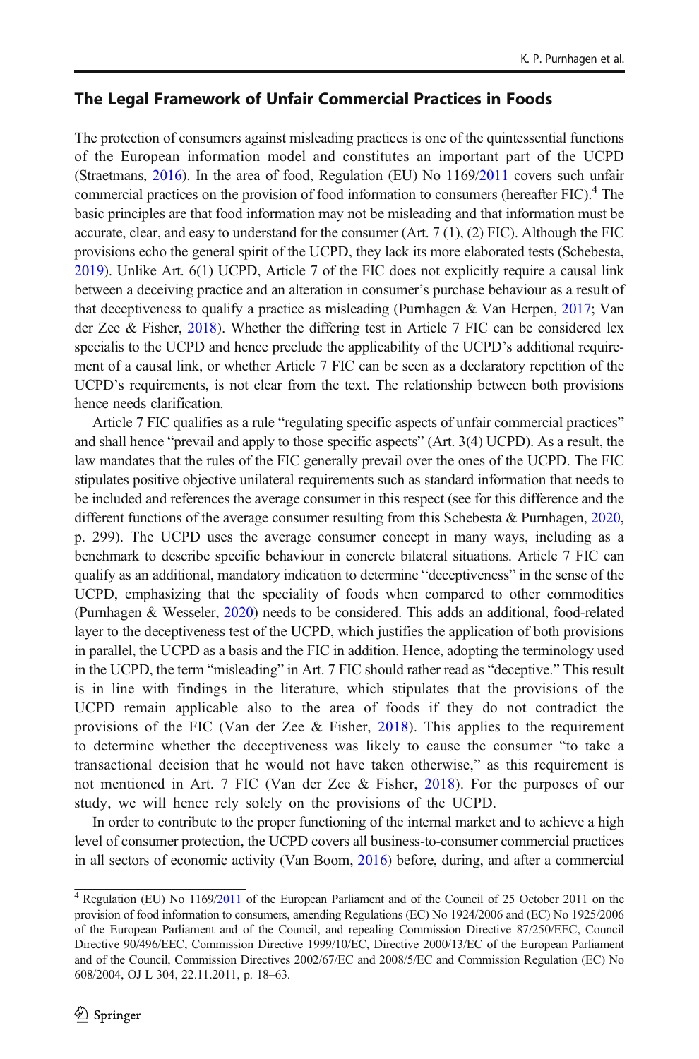## The Legal Framework of Unfair Commercial Practices in Foods

The protection of consumers against misleading practices is one of the quintessential functions of the European information model and constitutes an important part of the UCPD (Straetmans, 2016). In the area of food, Regulation (EU) No 1169/2011 covers such unfair commercial practices on the provision of food information to consumers (hereafter FIC).[4] The basic principles are that food information may not be misleading and that information must be accurate, clear, and easy to understand for the consumer (Art. 7 (1), (2) FIC). Although the FIC provisions echo the general spirit of the UCPD, they lack its more elaborated tests (Schebesta, 2019). Unlike Art. 6(1) UCPD, Article 7 of the FIC does not explicitly require a causal link between a deceiving practice and an alteration in consumer's purchase behaviour as a result of that deceptiveness to qualify a practice as misleading (Purnhagen & Van Herpen, 2017; Van der Zee & Fisher, 2018). Whether the differing test in Article 7 FIC can be considered lex specialis to the UCPD and hence preclude the applicability of the UCPD's additional requirement of a causal link, or whether Article 7 FIC can be seen as a declaratory repetition of the UCPD's requirements, is not clear from the text. The relationship between both provisions hence needs clarification.

Article 7 FIC qualifies as a rule "regulating specific aspects of unfair commercial practices" and shall hence "prevail and apply to those specific aspects" (Art. 3(4) UCPD). As a result, the law mandates that the rules of the FIC generally prevail over the ones of the UCPD. The FIC stipulates positive objective unilateral requirements such as standard information that needs to be included and references the average consumer in this respect (see for this difference and the different functions of the average consumer resulting from this Schebesta & Purnhagen, 2020, p. 299). The UCPD uses the average consumer concept in many ways, including as a benchmark to describe specific behaviour in concrete bilateral situations. Article 7 FIC can qualify as an additional, mandatory indication to determine "deceptiveness" in the sense of the UCPD, emphasizing that the speciality of foods when compared to other commodities (Purnhagen & Wesseler, 2020) needs to be considered. This adds an additional, food-related layer to the deceptiveness test of the UCPD, which justifies the application of both provisions in parallel, the UCPD as a basis and the FIC in addition. Hence, adopting the terminology used in the UCPD, the term "misleading" in Art. 7 FIC should rather read as "deceptive." This result is in line with findings in the literature, which stipulates that the provisions of the UCPD remain applicable also to the area of foods if they do not contradict the provisions of the FIC (Van der Zee & Fisher, 2018). This applies to the requirement to determine whether the deceptiveness was likely to cause the consumer "to take a transactional decision that he would not have taken otherwise," as this requirement is not mentioned in Art. 7 FIC (Van der Zee & Fisher, 2018). For the purposes of our study, we will hence rely solely on the provisions of the UCPD.

In order to contribute to the proper functioning of the internal market and to achieve a high level of consumer protection, the UCPD covers all business-to-consumer commercial practices in all sectors of economic activity (Van Boom, 2016) before, during, and after a commercial

---

[4] Regulation (EU) No 1169/2011 of the European Parliament and of the Council of 25 October 2011 on the provision of food information to consumers, amending Regulations (EC) No 1924/2006 and (EC) No 1925/2006 of the European Parliament and of the Council, and repealing Commission Directive 87/250/EEC, Council Directive 90/496/EEC, Commission Directive 1999/10/EC, Directive 2000/13/EC of the European Parliament and of the Council, Commission Directives 2002/67/EC and 2008/5/EC and Commission Regulation (EC) No 608/2004, OJ L 304, 22.11.2011, p. 18–63.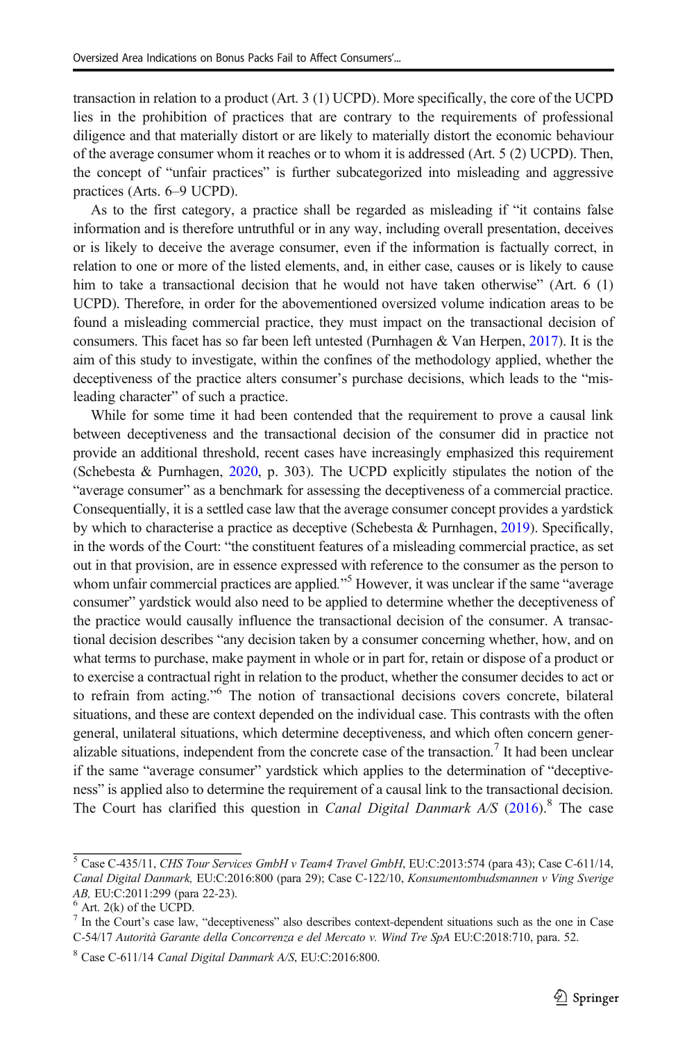transaction in relation to a product (Art. 3 (1) UCPD). More specifically, the core of the UCPD lies in the prohibition of practices that are contrary to the requirements of professional diligence and that materially distort or are likely to materially distort the economic behaviour of the average consumer whom it reaches or to whom it is addressed (Art. 5 (2) UCPD). Then, the concept of "unfair practices" is further subcategorized into misleading and aggressive practices (Arts. 6–9 UCPD).

As to the first category, a practice shall be regarded as misleading if "it contains false information and is therefore untruthful or in any way, including overall presentation, deceives or is likely to deceive the average consumer, even if the information is factually correct, in relation to one or more of the listed elements, and, in either case, causes or is likely to cause him to take a transactional decision that he would not have taken otherwise" (Art. 6 (1) UCPD). Therefore, in order for the abovementioned oversized volume indication areas to be found a misleading commercial practice, they must impact on the transactional decision of consumers. This facet has so far been left untested (Purnhagen & Van Herpen, 2017). It is the aim of this study to investigate, within the confines of the methodology applied, whether the deceptiveness of the practice alters consumer's purchase decisions, which leads to the "misleading character" of such a practice.

While for some time it had been contended that the requirement to prove a causal link between deceptiveness and the transactional decision of the consumer did in practice not provide an additional threshold, recent cases have increasingly emphasized this requirement (Schebesta & Purnhagen, 2020, p. 303). The UCPD explicitly stipulates the notion of the "average consumer" as a benchmark for assessing the deceptiveness of a commercial practice. Consequentially, it is a settled case law that the average consumer concept provides a yardstick by which to characterise a practice as deceptive (Schebesta & Purnhagen, 2019). Specifically, in the words of the Court: "the constituent features of a misleading commercial practice, as set out in that provision, are in essence expressed with reference to the consumer as the person to whom unfair commercial practices are applied."[5] However, it was unclear if the same "average consumer" yardstick would also need to be applied to determine whether the deceptiveness of the practice would causally influence the transactional decision of the consumer. A transactional decision describes "any decision taken by a consumer concerning whether, how, and on what terms to purchase, make payment in whole or in part for, retain or dispose of a product or to exercise a contractual right in relation to the product, whether the consumer decides to act or to refrain from acting."[6] The notion of transactional decisions covers concrete, bilateral situations, and these are context depended on the individual case. This contrasts with the often general, unilateral situations, which determine deceptiveness, and which often concern generalizable situations, independent from the concrete case of the transaction.[7] It had been unclear if the same "average consumer" yardstick which applies to the determination of "deceptiveness" is applied also to determine the requirement of a causal link to the transactional decision. The Court has clarified this question in *Canal Digital Danmark A/S* (2016).[8] The case

---

[5] Case C-435/11, *CHS Tour Services GmbH v Team4 Travel GmbH*, EU:C:2013:574 (para 43); Case C-611/14, *Canal Digital Danmark*, EU:C:2016:800 (para 29); Case C-122/10, *Konsumentombudsmannen v Ving Sverige AB*, EU:C:2011:299 (para 22-23).

[6] Art. 2(k) of the UCPD.

[7] In the Court's case law, "deceptiveness" also describes context-dependent situations such as the one in Case C-54/17 *Autorità Garante della Concorrenza e del Mercato v. Wind Tre SpA* EU:C:2018:710, para. 52.

[8] Case C-611/14 *Canal Digital Danmark A/S*, EU:C:2016:800.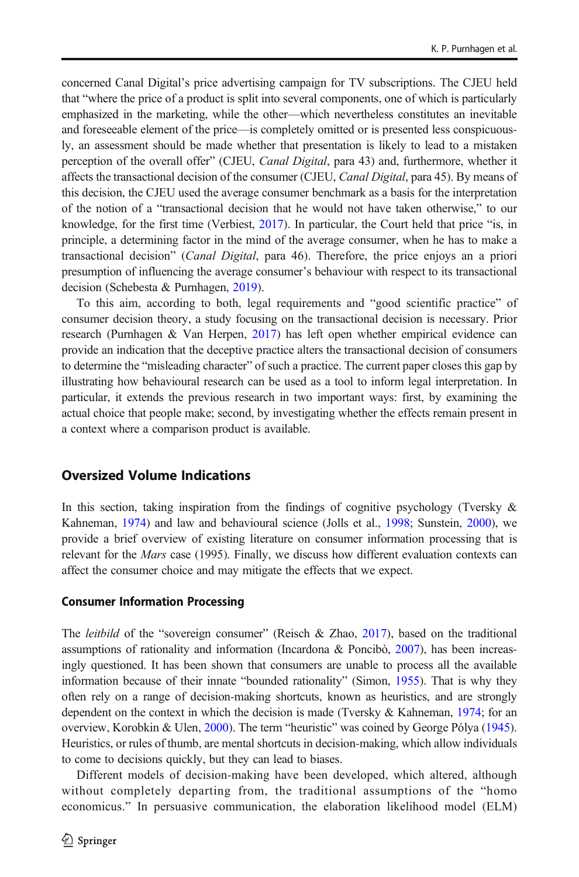concerned Canal Digital's price advertising campaign for TV subscriptions. The CJEU held that "where the price of a product is split into several components, one of which is particularly emphasized in the marketing, while the other—which nevertheless constitutes an inevitable and foreseeable element of the price—is completely omitted or is presented less conspicuously, an assessment should be made whether that presentation is likely to lead to a mistaken perception of the overall offer" (CJEU, *Canal Digital*, para 43) and, furthermore, whether it affects the transactional decision of the consumer (CJEU, *Canal Digital*, para 45). By means of this decision, the CJEU used the average consumer benchmark as a basis for the interpretation of the notion of a "transactional decision that he would not have taken otherwise," to our knowledge, for the first time (Verbiest, 2017). In particular, the Court held that price "is, in principle, a determining factor in the mind of the average consumer, when he has to make a transactional decision" (*Canal Digital*, para 46). Therefore, the price enjoys an a priori presumption of influencing the average consumer's behaviour with respect to its transactional decision (Schebesta & Purnhagen, 2019).

To this aim, according to both, legal requirements and "good scientific practice" of consumer decision theory, a study focusing on the transactional decision is necessary. Prior research (Purnhagen & Van Herpen, 2017) has left open whether empirical evidence can provide an indication that the deceptive practice alters the transactional decision of consumers to determine the "misleading character" of such a practice. The current paper closes this gap by illustrating how behavioural research can be used as a tool to inform legal interpretation. In particular, it extends the previous research in two important ways: first, by examining the actual choice that people make; second, by investigating whether the effects remain present in a context where a comparison product is available.

## Oversized Volume Indications

In this section, taking inspiration from the findings of cognitive psychology (Tversky & Kahneman, 1974) and law and behavioural science (Jolls et al., 1998; Sunstein, 2000), we provide a brief overview of existing literature on consumer information processing that is relevant for the *Mars* case (1995). Finally, we discuss how different evaluation contexts can affect the consumer choice and may mitigate the effects that we expect.

### Consumer Information Processing

The *leitbild* of the "sovereign consumer" (Reisch & Zhao, 2017), based on the traditional assumptions of rationality and information (Incardona & Poncibò, 2007), has been increasingly questioned. It has been shown that consumers are unable to process all the available information because of their innate "bounded rationality" (Simon, 1955). That is why they often rely on a range of decision-making shortcuts, known as heuristics, and are strongly dependent on the context in which the decision is made (Tversky & Kahneman, 1974; for an overview, Korobkin & Ulen, 2000). The term "heuristic" was coined by George Pólya (1945). Heuristics, or rules of thumb, are mental shortcuts in decision-making, which allow individuals to come to decisions quickly, but they can lead to biases.

Different models of decision-making have been developed, which altered, although without completely departing from, the traditional assumptions of the "homo economicus." In persuasive communication, the elaboration likelihood model (ELM)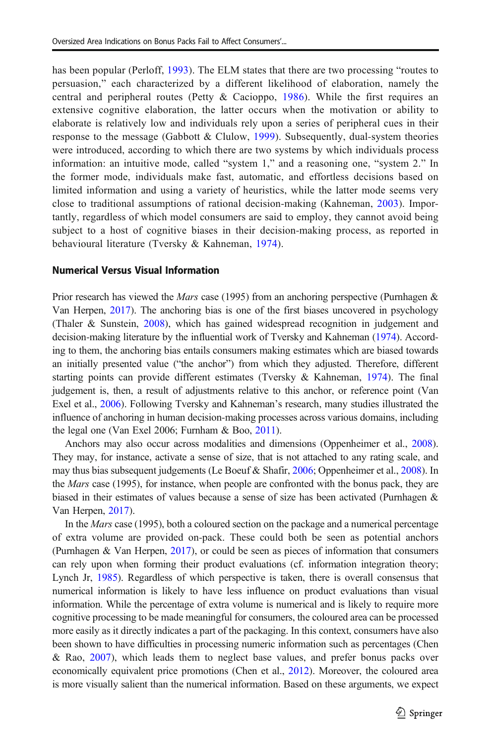has been popular (Perloff, 1993). The ELM states that there are two processing "routes to persuasion," each characterized by a different likelihood of elaboration, namely the central and peripheral routes (Petty & Cacioppo, 1986). While the first requires an extensive cognitive elaboration, the latter occurs when the motivation or ability to elaborate is relatively low and individuals rely upon a series of peripheral cues in their response to the message (Gabbott & Clulow, 1999). Subsequently, dual-system theories were introduced, according to which there are two systems by which individuals process information: an intuitive mode, called "system 1," and a reasoning one, "system 2." In the former mode, individuals make fast, automatic, and effortless decisions based on limited information and using a variety of heuristics, while the latter mode seems very close to traditional assumptions of rational decision-making (Kahneman, 2003). Importantly, regardless of which model consumers are said to employ, they cannot avoid being subject to a host of cognitive biases in their decision-making process, as reported in behavioural literature (Tversky & Kahneman, 1974).

### Numerical Versus Visual Information

Prior research has viewed the *Mars* case (1995) from an anchoring perspective (Purnhagen & Van Herpen, 2017). The anchoring bias is one of the first biases uncovered in psychology (Thaler & Sunstein, 2008), which has gained widespread recognition in judgement and decision-making literature by the influential work of Tversky and Kahneman (1974). According to them, the anchoring bias entails consumers making estimates which are biased towards an initially presented value ("the anchor") from which they adjusted. Therefore, different starting points can provide different estimates (Tversky & Kahneman, 1974). The final judgement is, then, a result of adjustments relative to this anchor, or reference point (Van Exel et al., 2006). Following Tversky and Kahneman's research, many studies illustrated the influence of anchoring in human decision-making processes across various domains, including the legal one (Van Exel 2006; Furnham & Boo, 2011).

Anchors may also occur across modalities and dimensions (Oppenheimer et al., 2008). They may, for instance, activate a sense of size, that is not attached to any rating scale, and may thus bias subsequent judgements (Le Boeuf & Shafir, 2006; Oppenheimer et al., 2008). In the *Mars* case (1995), for instance, when people are confronted with the bonus pack, they are biased in their estimates of values because a sense of size has been activated (Purnhagen & Van Herpen, 2017).

In the *Mars* case (1995), both a coloured section on the package and a numerical percentage of extra volume are provided on-pack. These could both be seen as potential anchors (Purnhagen & Van Herpen, 2017), or could be seen as pieces of information that consumers can rely upon when forming their product evaluations (cf. information integration theory; Lynch Jr, 1985). Regardless of which perspective is taken, there is overall consensus that numerical information is likely to have less influence on product evaluations than visual information. While the percentage of extra volume is numerical and is likely to require more cognitive processing to be made meaningful for consumers, the coloured area can be processed more easily as it directly indicates a part of the packaging. In this context, consumers have also been shown to have difficulties in processing numeric information such as percentages (Chen & Rao, 2007), which leads them to neglect base values, and prefer bonus packs over economically equivalent price promotions (Chen et al., 2012). Moreover, the coloured area is more visually salient than the numerical information. Based on these arguments, we expect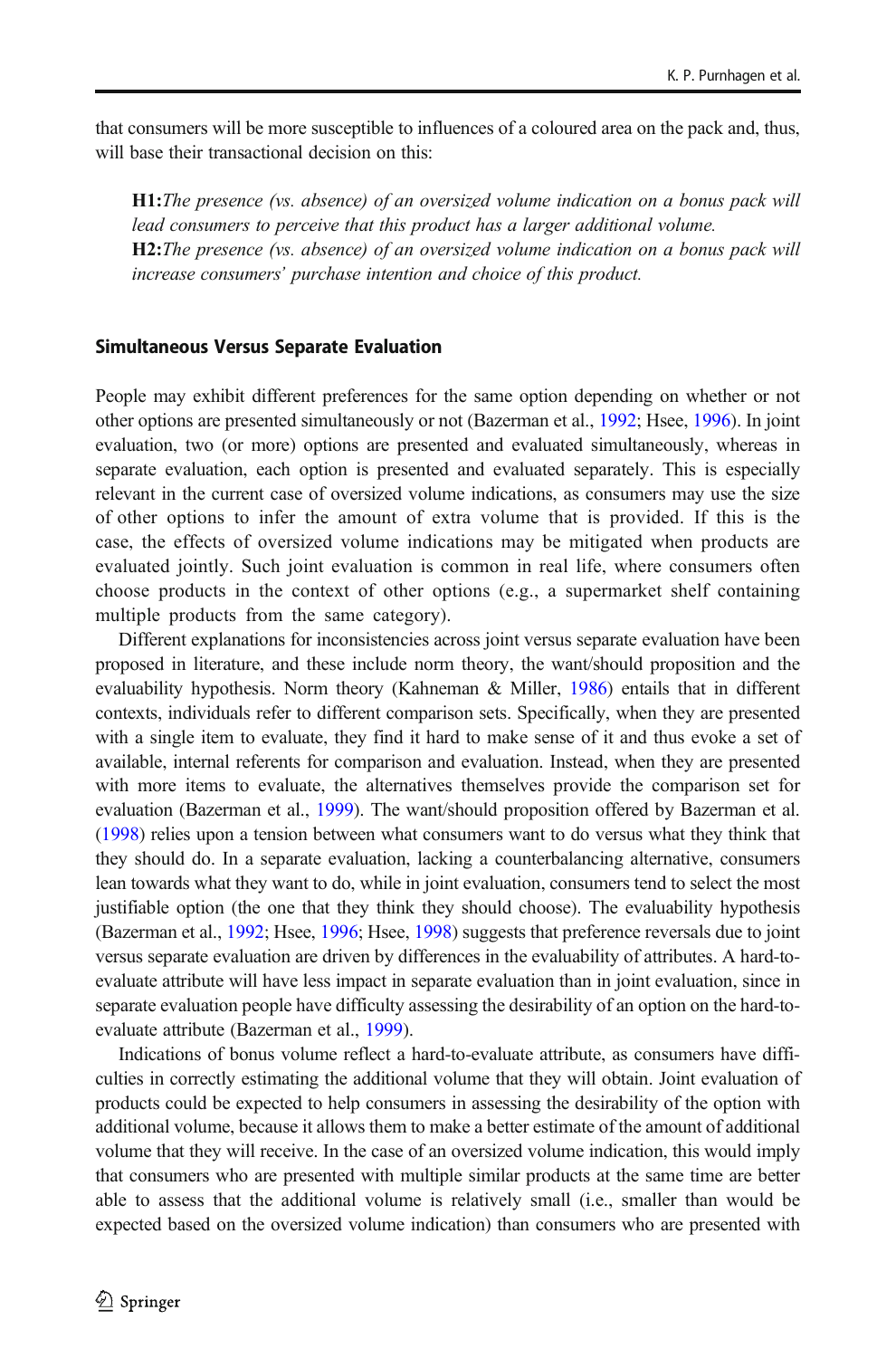that consumers will be more susceptible to influences of a coloured area on the pack and, thus, will base their transactional decision on this:

> **H1:** *The presence (vs. absence) of an oversized volume indication on a bonus pack will lead consumers to perceive that this product has a larger additional volume.*
>
> **H2:** *The presence (vs. absence) of an oversized volume indication on a bonus pack will increase consumers' purchase intention and choice of this product.*

### Simultaneous Versus Separate Evaluation

People may exhibit different preferences for the same option depending on whether or not other options are presented simultaneously or not (Bazerman et al., 1992; Hsee, 1996). In joint evaluation, two (or more) options are presented and evaluated simultaneously, whereas in separate evaluation, each option is presented and evaluated separately. This is especially relevant in the current case of oversized volume indications, as consumers may use the size of other options to infer the amount of extra volume that is provided. If this is the case, the effects of oversized volume indications may be mitigated when products are evaluated jointly. Such joint evaluation is common in real life, where consumers often choose products in the context of other options (e.g., a supermarket shelf containing multiple products from the same category).

Different explanations for inconsistencies across joint versus separate evaluation have been proposed in literature, and these include norm theory, the want/should proposition and the evaluability hypothesis. Norm theory (Kahneman & Miller, 1986) entails that in different contexts, individuals refer to different comparison sets. Specifically, when they are presented with a single item to evaluate, they find it hard to make sense of it and thus evoke a set of available, internal referents for comparison and evaluation. Instead, when they are presented with more items to evaluate, the alternatives themselves provide the comparison set for evaluation (Bazerman et al., 1999). The want/should proposition offered by Bazerman et al. (1998) relies upon a tension between what consumers want to do versus what they think that they should do. In a separate evaluation, lacking a counterbalancing alternative, consumers lean towards what they want to do, while in joint evaluation, consumers tend to select the most justifiable option (the one that they think they should choose). The evaluability hypothesis (Bazerman et al., 1992; Hsee, 1996; Hsee, 1998) suggests that preference reversals due to joint versus separate evaluation are driven by differences in the evaluability of attributes. A hard-to-evaluate attribute will have less impact in separate evaluation than in joint evaluation, since in separate evaluation people have difficulty assessing the desirability of an option on the hard-to-evaluate attribute (Bazerman et al., 1999).

Indications of bonus volume reflect a hard-to-evaluate attribute, as consumers have difficulties in correctly estimating the additional volume that they will obtain. Joint evaluation of products could be expected to help consumers in assessing the desirability of the option with additional volume, because it allows them to make a better estimate of the amount of additional volume that they will receive. In the case of an oversized volume indication, this would imply that consumers who are presented with multiple similar products at the same time are better able to assess that the additional volume is relatively small (i.e., smaller than would be expected based on the oversized volume indication) than consumers who are presented with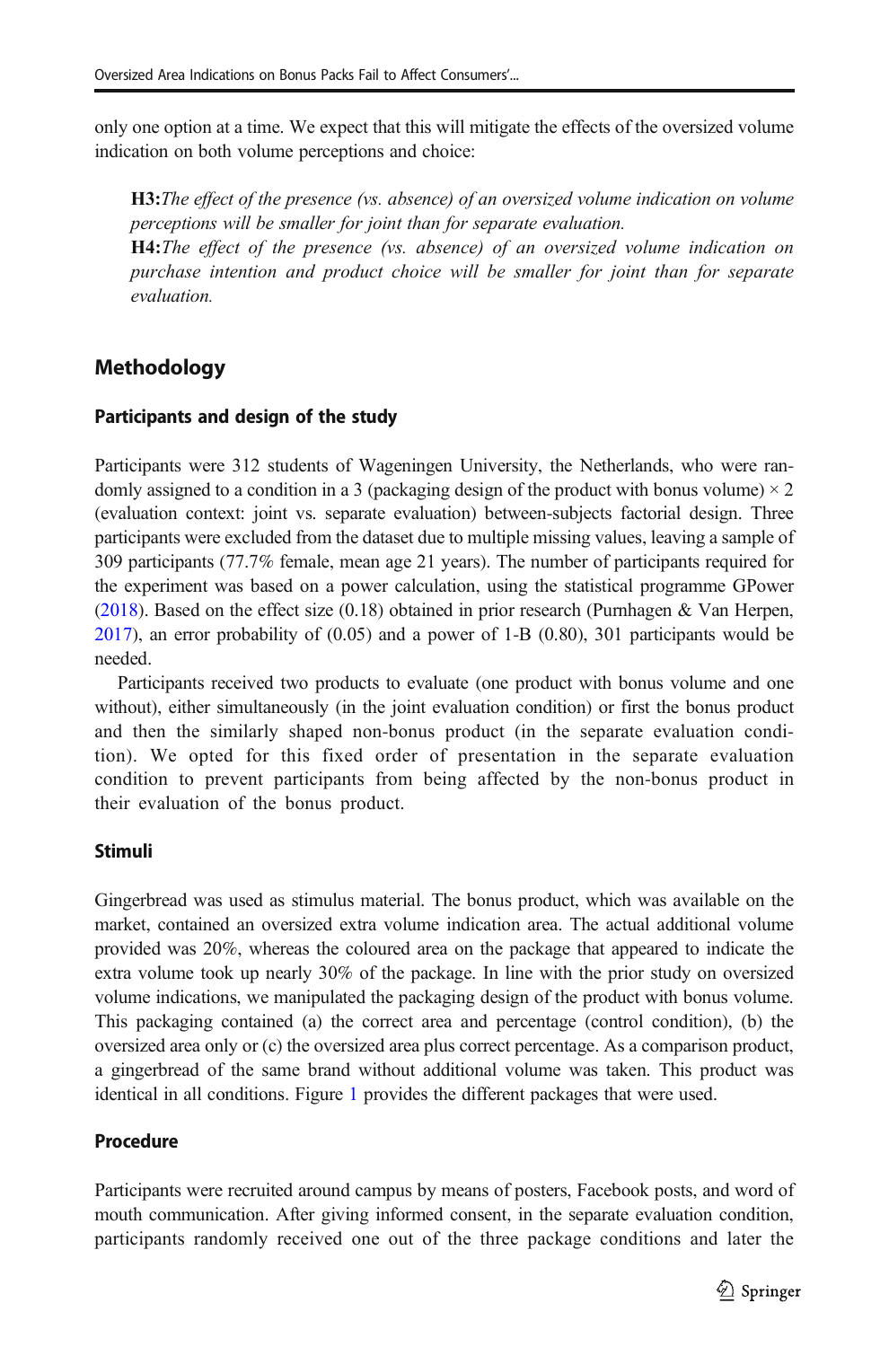only one option at a time. We expect that this will mitigate the effects of the oversized volume indication on both volume perceptions and choice:

> **H3:** *The effect of the presence (vs. absence) of an oversized volume indication on volume perceptions will be smaller for joint than for separate evaluation.*
>
> **H4:** *The effect of the presence (vs. absence) of an oversized volume indication on purchase intention and product choice will be smaller for joint than for separate evaluation.*

## Methodology

### Participants and design of the study

Participants were 312 students of Wageningen University, the Netherlands, who were randomly assigned to a condition in a 3 (packaging design of the product with bonus volume) × 2 (evaluation context: joint vs. separate evaluation) between-subjects factorial design. Three participants were excluded from the dataset due to multiple missing values, leaving a sample of 309 participants (77.7% female, mean age 21 years). The number of participants required for the experiment was based on a power calculation, using the statistical programme GPower (2018). Based on the effect size (0.18) obtained in prior research (Purnhagen & Van Herpen, 2017), an error probability of (0.05) and a power of 1-Β (0.80), 301 participants would be needed.

Participants received two products to evaluate (one product with bonus volume and one without), either simultaneously (in the joint evaluation condition) or first the bonus product and then the similarly shaped non-bonus product (in the separate evaluation condition). We opted for this fixed order of presentation in the separate evaluation condition to prevent participants from being affected by the non-bonus product in their evaluation of the bonus product.

### Stimuli

Gingerbread was used as stimulus material. The bonus product, which was available on the market, contained an oversized extra volume indication area. The actual additional volume provided was 20%, whereas the coloured area on the package that appeared to indicate the extra volume took up nearly 30% of the package. In line with the prior study on oversized volume indications, we manipulated the packaging design of the product with bonus volume. This packaging contained (a) the correct area and percentage (control condition), (b) the oversized area only or (c) the oversized area plus correct percentage. As a comparison product, a gingerbread of the same brand without additional volume was taken. This product was identical in all conditions. Figure 1 provides the different packages that were used.

### Procedure

Participants were recruited around campus by means of posters, Facebook posts, and word of mouth communication. After giving informed consent, in the separate evaluation condition, participants randomly received one out of the three package conditions and later the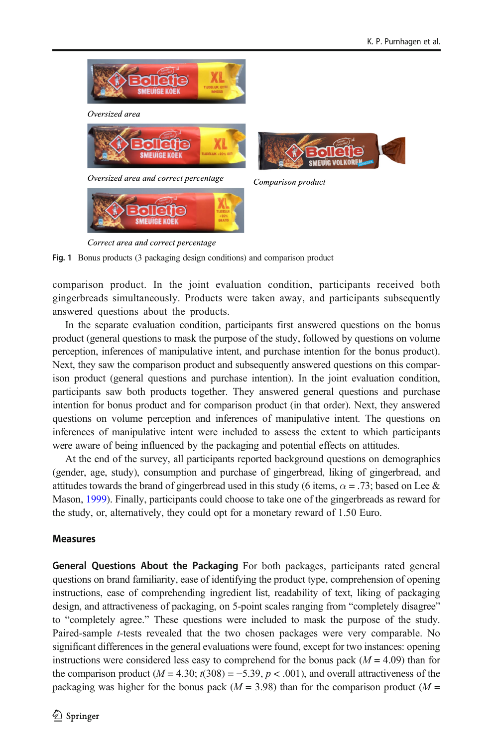*Oversized area*

*Oversized area and correct percentage*

*Comparison product*

*Correct area and correct percentage*

**Fig. 1** Bonus products (3 packaging design conditions) and comparison product

comparison product. In the joint evaluation condition, participants received both gingerbreads simultaneously. Products were taken away, and participants subsequently answered questions about the products.

In the separate evaluation condition, participants first answered questions on the bonus product (general questions to mask the purpose of the study, followed by questions on volume perception, inferences of manipulative intent, and purchase intention for the bonus product). Next, they saw the comparison product and subsequently answered questions on this comparison product (general questions and purchase intention). In the joint evaluation condition, participants saw both products together. They answered general questions and purchase intention for bonus product and for comparison product (in that order). Next, they answered questions on volume perception and inferences of manipulative intent. The questions on inferences of manipulative intent were included to assess the extent to which participants were aware of being influenced by the packaging and potential effects on attitudes.

At the end of the survey, all participants reported background questions on demographics (gender, age, study), consumption and purchase of gingerbread, liking of gingerbread, and attitudes towards the brand of gingerbread used in this study (6 items, $\alpha = .73$; based on Lee & Mason, 1999). Finally, participants could choose to take one of the gingerbreads as reward for the study, or, alternatively, they could opt for a monetary reward of 1.50 Euro.

## Measures

**General Questions About the Packaging** For both packages, participants rated general questions on brand familiarity, ease of identifying the product type, comprehension of opening instructions, ease of comprehending ingredient list, readability of text, liking of packaging design, and attractiveness of packaging, on 5-point scales ranging from "completely disagree" to "completely agree." These questions were included to mask the purpose of the study. Paired-sample *t*-tests revealed that the two chosen packages were very comparable. No significant differences in the general evaluations were found, except for two instances: opening instructions were considered less easy to comprehend for the bonus pack ($M = 4.09$) than for the comparison product ($M = 4.30$; $t(308) = -5.39$, $p < .001$), and overall attractiveness of the packaging was higher for the bonus pack ($M = 3.98$) than for the comparison product ($M =$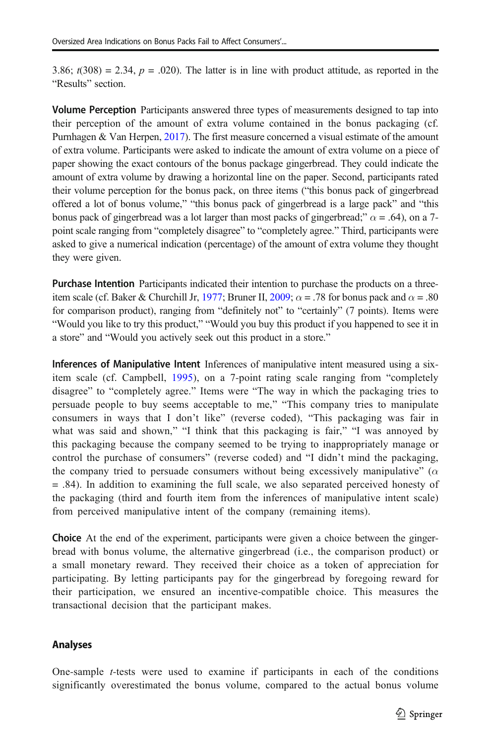3.86; $t(308) = 2.34$, $p = .020$). The latter is in line with product attitude, as reported in the "Results" section.

**Volume Perception** Participants answered three types of measurements designed to tap into their perception of the amount of extra volume contained in the bonus packaging (cf. Purnhagen & Van Herpen, 2017). The first measure concerned a visual estimate of the amount of extra volume. Participants were asked to indicate the amount of extra volume on a piece of paper showing the exact contours of the bonus package gingerbread. They could indicate the amount of extra volume by drawing a horizontal line on the paper. Second, participants rated their volume perception for the bonus pack, on three items ("this bonus pack of gingerbread offered a lot of bonus volume," "this bonus pack of gingerbread is a large pack" and "this bonus pack of gingerbread was a lot larger than most packs of gingerbread;" $\alpha = .64$), on a 7-point scale ranging from "completely disagree" to "completely agree." Third, participants were asked to give a numerical indication (percentage) of the amount of extra volume they thought they were given.

**Purchase Intention** Participants indicated their intention to purchase the products on a three-item scale (cf. Baker & Churchill Jr, 1977; Bruner II, 2009; $\alpha = .78$ for bonus pack and $\alpha = .80$ for comparison product), ranging from "definitely not" to "certainly" (7 points). Items were "Would you like to try this product," "Would you buy this product if you happened to see it in a store" and "Would you actively seek out this product in a store."

**Inferences of Manipulative Intent** Inferences of manipulative intent measured using a six-item scale (cf. Campbell, 1995), on a 7-point rating scale ranging from "completely disagree" to "completely agree." Items were "The way in which the packaging tries to persuade people to buy seems acceptable to me," "This company tries to manipulate consumers in ways that I don't like" (reverse coded), "This packaging was fair in what was said and shown," "I think that this packaging is fair," "I was annoyed by this packaging because the company seemed to be trying to inappropriately manage or control the purchase of consumers" (reverse coded) and "I didn't mind the packaging, the company tried to persuade consumers without being excessively manipulative" ($\alpha = .84$). In addition to examining the full scale, we also separated perceived honesty of the packaging (third and fourth item from the inferences of manipulative intent scale) from perceived manipulative intent of the company (remaining items).

**Choice** At the end of the experiment, participants were given a choice between the gingerbread with bonus volume, the alternative gingerbread (i.e., the comparison product) or a small monetary reward. They received their choice as a token of appreciation for participating. By letting participants pay for the gingerbread by foregoing reward for their participation, we ensured an incentive-compatible choice. This measures the transactional decision that the participant makes.

## Analyses

One-sample *t*-tests were used to examine if participants in each of the conditions significantly overestimated the bonus volume, compared to the actual bonus volume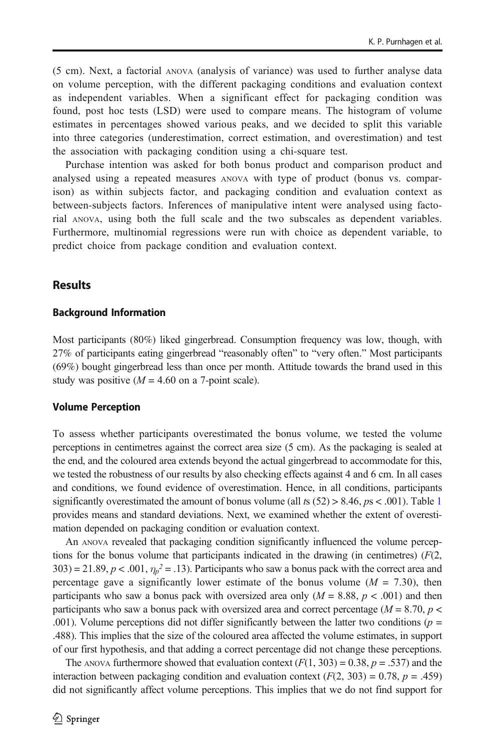(5 cm). Next, a factorial ANOVA (analysis of variance) was used to further analyse data on volume perception, with the different packaging conditions and evaluation context as independent variables. When a significant effect for packaging condition was found, post hoc tests (LSD) were used to compare means. The histogram of volume estimates in percentages showed various peaks, and we decided to split this variable into three categories (underestimation, correct estimation, and overestimation) and test the association with packaging condition using a chi-square test.

Purchase intention was asked for both bonus product and comparison product and analysed using a repeated measures ANOVA with type of product (bonus vs. comparison) as within subjects factor, and packaging condition and evaluation context as between-subjects factors. Inferences of manipulative intent were analysed using factorial ANOVA, using both the full scale and the two subscales as dependent variables. Furthermore, multinomial regressions were run with choice as dependent variable, to predict choice from package condition and evaluation context.

## Results

### Background Information

Most participants (80%) liked gingerbread. Consumption frequency was low, though, with 27% of participants eating gingerbread "reasonably often" to "very often." Most participants (69%) bought gingerbread less than once per month. Attitude towards the brand used in this study was positive ($M = 4.60$ on a 7-point scale).

### Volume Perception

To assess whether participants overestimated the bonus volume, we tested the volume perceptions in centimetres against the correct area size (5 cm). As the packaging is sealed at the end, and the coloured area extends beyond the actual gingerbread to accommodate for this, we tested the robustness of our results by also checking effects against 4 and 6 cm. In all cases and conditions, we found evidence of overestimation. Hence, in all conditions, participants significantly overestimated the amount of bonus volume (all $t$s $(52) > 8.46$, $p$s $< .001$). Table 1 provides means and standard deviations. Next, we examined whether the extent of overestimation depended on packaging condition or evaluation context.

An ANOVA revealed that packaging condition significantly influenced the volume perceptions for the bonus volume that participants indicated in the drawing (in centimetres) ($F(2, 303) = 21.89$, $p < .001$, $\eta_p^2 = .13$). Participants who saw a bonus pack with the correct area and percentage gave a significantly lower estimate of the bonus volume ($M = 7.30$), then participants who saw a bonus pack with oversized area only ($M = 8.88$, $p < .001$) and then participants who saw a bonus pack with oversized area and correct percentage ($M = 8.70$, $p < .001$). Volume perceptions did not differ significantly between the latter two conditions ($p = .488$). This implies that the size of the coloured area affected the volume estimates, in support of our first hypothesis, and that adding a correct percentage did not change these perceptions.

The ANOVA furthermore showed that evaluation context ($F(1, 303) = 0.38$, $p = .537$) and the interaction between packaging condition and evaluation context ($F(2, 303) = 0.78$, $p = .459$) did not significantly affect volume perceptions. This implies that we do not find support for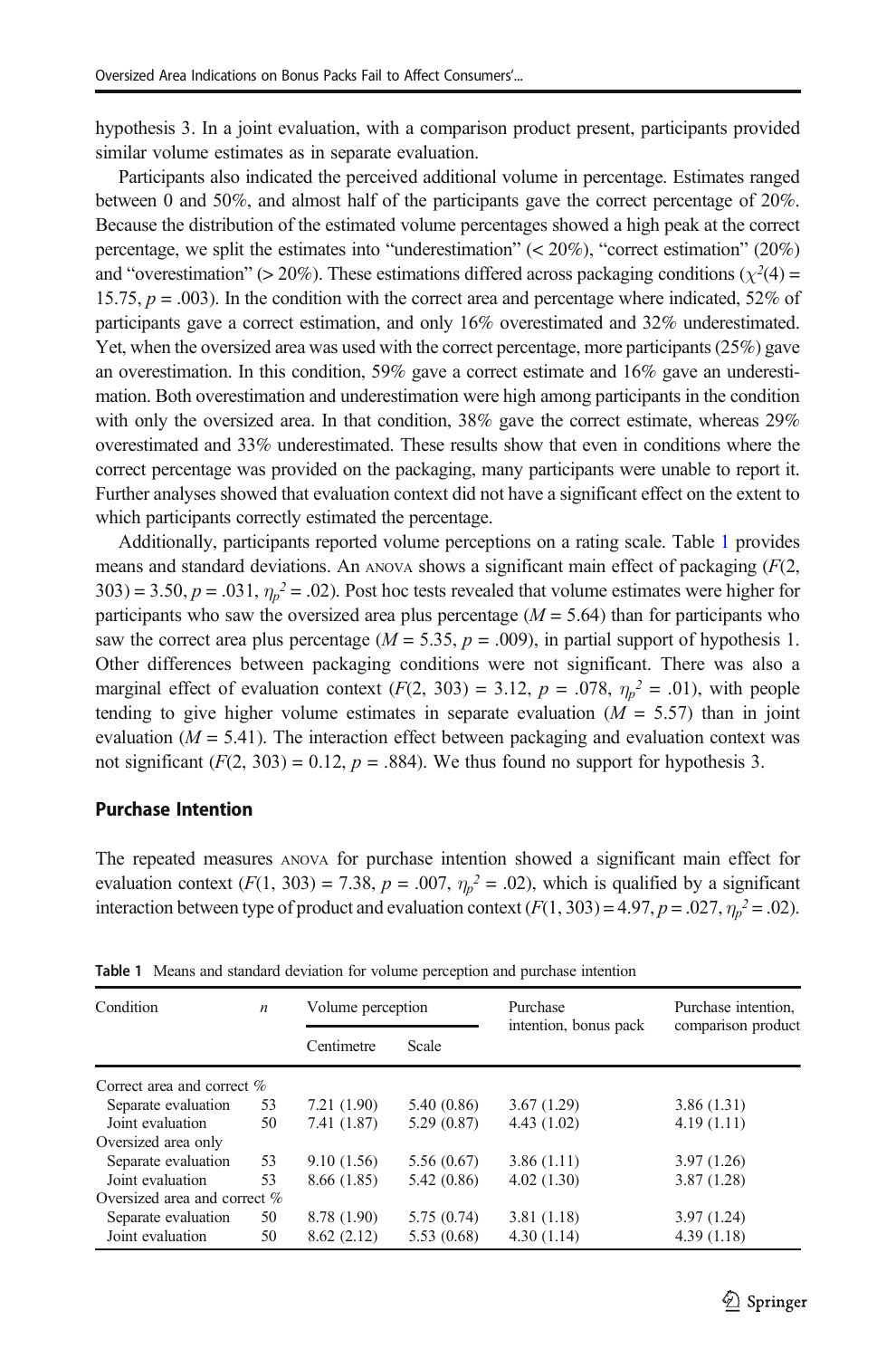hypothesis 3. In a joint evaluation, with a comparison product present, participants provided similar volume estimates as in separate evaluation.

Participants also indicated the perceived additional volume in percentage. Estimates ranged between 0 and 50%, and almost half of the participants gave the correct percentage of 20%. Because the distribution of the estimated volume percentages showed a high peak at the correct percentage, we split the estimates into "underestimation" (< 20%), "correct estimation" (20%) and "overestimation" (> 20%). These estimations differed across packaging conditions ($\chi^2(4) = 15.75$, $p = .003$). In the condition with the correct area and percentage where indicated, 52% of participants gave a correct estimation, and only 16% overestimated and 32% underestimated. Yet, when the oversized area was used with the correct percentage, more participants (25%) gave an overestimation. In this condition, 59% gave a correct estimate and 16% gave an underestimation. Both overestimation and underestimation were high among participants in the condition with only the oversized area. In that condition, 38% gave the correct estimate, whereas 29% overestimated and 33% underestimated. These results show that even in conditions where the correct percentage was provided on the packaging, many participants were unable to report it. Further analyses showed that evaluation context did not have a significant effect on the extent to which participants correctly estimated the percentage.

Additionally, participants reported volume perceptions on a rating scale. Table 1 provides means and standard deviations. An ANOVA shows a significant main effect of packaging ($F(2, 303) = 3.50$, $p = .031$, $\eta_p^2 = .02$). Post hoc tests revealed that volume estimates were higher for participants who saw the oversized area plus percentage ($M = 5.64$) than for participants who saw the correct area plus percentage ($M = 5.35$, $p = .009$), in partial support of hypothesis 1. Other differences between packaging conditions were not significant. There was also a marginal effect of evaluation context ($F(2, 303) = 3.12$, $p = .078$, $\eta_p^2 = .01$), with people tending to give higher volume estimates in separate evaluation ($M = 5.57$) than in joint evaluation ($M = 5.41$). The interaction effect between packaging and evaluation context was not significant ($F(2, 303) = 0.12$, $p = .884$). We thus found no support for hypothesis 3.

### Purchase Intention

The repeated measures ANOVA for purchase intention showed a significant main effect for evaluation context ($F(1, 303) = 7.38$, $p = .007$, $\eta_p^2 = .02$), which is qualified by a significant interaction between type of product and evaluation context ($F(1, 303) = 4.97$, $p = .027$, $\eta_p^2 = .02$).

**Table 1** Means and standard deviation for volume perception and purchase intention

| Condition | $n$ | Volume perception | | Purchase intention, bonus pack | Purchase intention, comparison product |
|---|---|---|---|---|---|
| | | Centimetre | Scale | | |
| Correct area and correct % | | | | | |
| Separate evaluation | 53 | 7.21 (1.90) | 5.40 (0.86) | 3.67 (1.29) | 3.86 (1.31) |
| Joint evaluation | 50 | 7.41 (1.87) | 5.29 (0.87) | 4.43 (1.02) | 4.19 (1.11) |
| Oversized area only | | | | | |
| Separate evaluation | 53 | 9.10 (1.56) | 5.56 (0.67) | 3.86 (1.11) | 3.97 (1.26) |
| Joint evaluation | 53 | 8.66 (1.85) | 5.42 (0.86) | 4.02 (1.30) | 3.87 (1.28) |
| Oversized area and correct % | | | | | |
| Separate evaluation | 50 | 8.78 (1.90) | 5.75 (0.74) | 3.81 (1.18) | 3.97 (1.24) |
| Joint evaluation | 50 | 8.62 (2.12) | 5.53 (0.68) | 4.30 (1.14) | 4.39 (1.18) |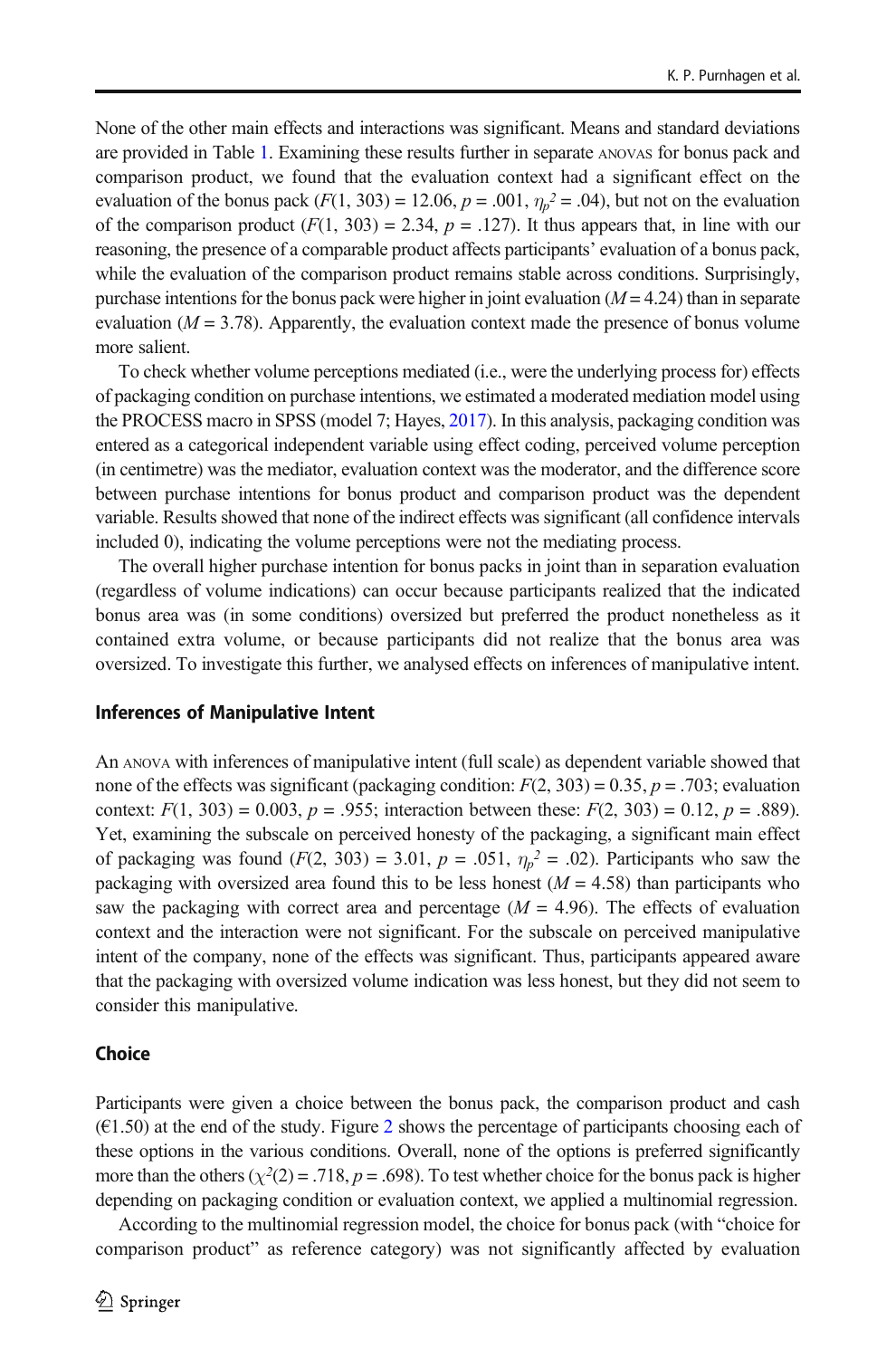None of the other main effects and interactions was significant. Means and standard deviations are provided in Table 1. Examining these results further in separate ANOVAS for bonus pack and comparison product, we found that the evaluation context had a significant effect on the evaluation of the bonus pack ($F(1, 303) = 12.06$, $p = .001$, $\eta_p^2 = .04$), but not on the evaluation of the comparison product ($F(1, 303) = 2.34$, $p = .127$). It thus appears that, in line with our reasoning, the presence of a comparable product affects participants' evaluation of a bonus pack, while the evaluation of the comparison product remains stable across conditions. Surprisingly, purchase intentions for the bonus pack were higher in joint evaluation ($M = 4.24$) than in separate evaluation ($M = 3.78$). Apparently, the evaluation context made the presence of bonus volume more salient.

To check whether volume perceptions mediated (i.e., were the underlying process for) effects of packaging condition on purchase intentions, we estimated a moderated mediation model using the PROCESS macro in SPSS (model 7; Hayes, 2017). In this analysis, packaging condition was entered as a categorical independent variable using effect coding, perceived volume perception (in centimetre) was the mediator, evaluation context was the moderator, and the difference score between purchase intentions for bonus product and comparison product was the dependent variable. Results showed that none of the indirect effects was significant (all confidence intervals included 0), indicating the volume perceptions were not the mediating process.

The overall higher purchase intention for bonus packs in joint than in separation evaluation (regardless of volume indications) can occur because participants realized that the indicated bonus area was (in some conditions) oversized but preferred the product nonetheless as it contained extra volume, or because participants did not realize that the bonus area was oversized. To investigate this further, we analysed effects on inferences of manipulative intent.

### Inferences of Manipulative Intent

An ANOVA with inferences of manipulative intent (full scale) as dependent variable showed that none of the effects was significant (packaging condition: $F(2, 303) = 0.35$, $p = .703$; evaluation context: $F(1, 303) = 0.003$, $p = .955$; interaction between these: $F(2, 303) = 0.12$, $p = .889$). Yet, examining the subscale on perceived honesty of the packaging, a significant main effect of packaging was found ($F(2, 303) = 3.01$, $p = .051$, $\eta_p^2 = .02$). Participants who saw the packaging with oversized area found this to be less honest ($M = 4.58$) than participants who saw the packaging with correct area and percentage ($M = 4.96$). The effects of evaluation context and the interaction were not significant. For the subscale on perceived manipulative intent of the company, none of the effects was significant. Thus, participants appeared aware that the packaging with oversized volume indication was less honest, but they did not seem to consider this manipulative.

### Choice

Participants were given a choice between the bonus pack, the comparison product and cash (€1.50) at the end of the study. Figure 2 shows the percentage of participants choosing each of these options in the various conditions. Overall, none of the options is preferred significantly more than the others ($\chi^2(2) = .718$, $p = .698$). To test whether choice for the bonus pack is higher depending on packaging condition or evaluation context, we applied a multinomial regression.

According to the multinomial regression model, the choice for bonus pack (with "choice for comparison product" as reference category) was not significantly affected by evaluation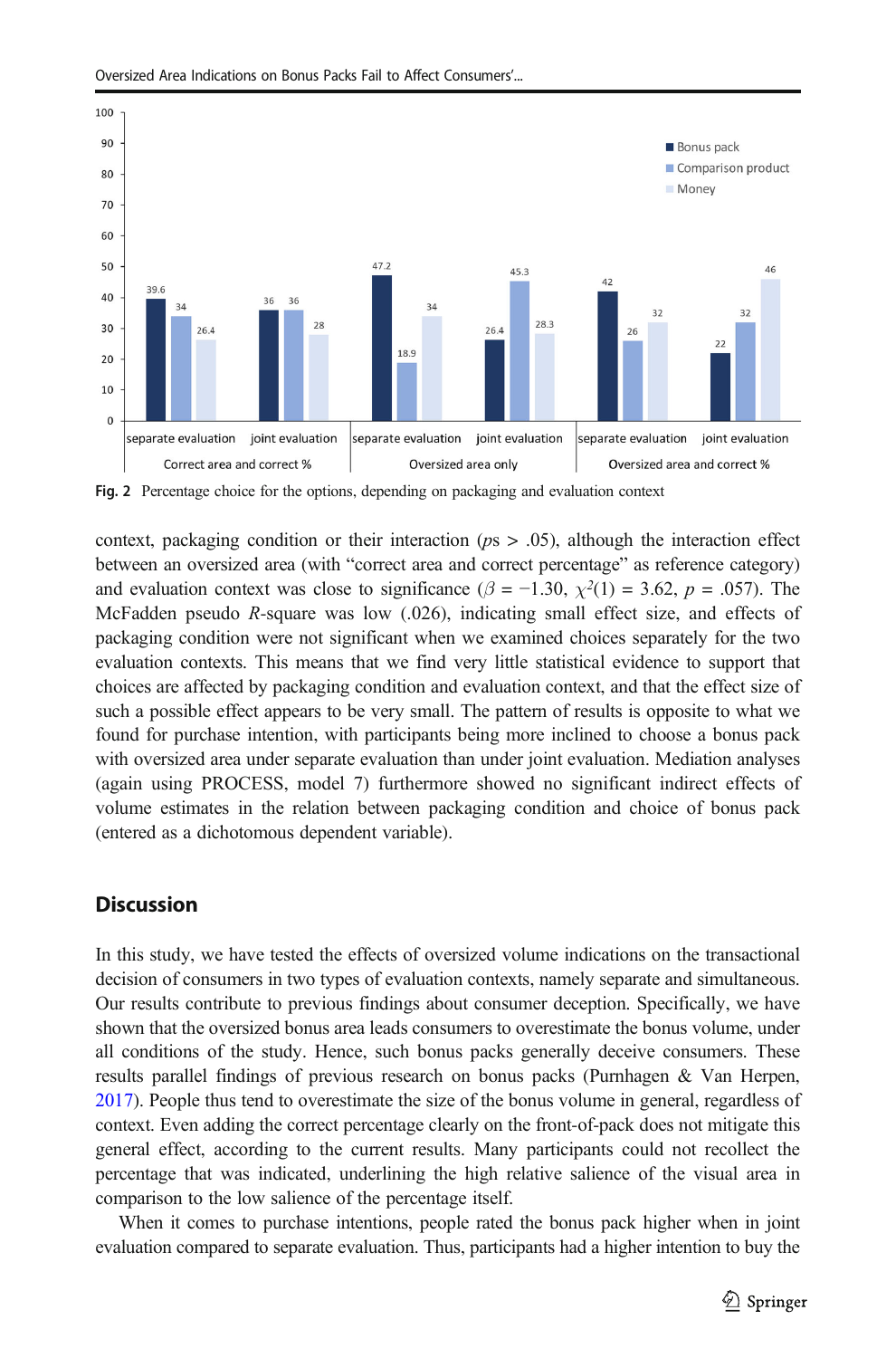| | Correct area and correct % | | Oversized area only | | Oversized area and correct % | |
|---|---|---|---|---|---|---|
| | separate evaluation | joint evaluation | separate evaluation | joint evaluation | separate evaluation | joint evaluation |
| Bonus pack | 39.6 | 36 | 47.2 | 26.4 | 42 | 22 |
| Comparison product | 34 | 36 | 18.9 | 45.3 | 26 | 32 |
| Money | 26.4 | 28 | 34 | 28.3 | 32 | 46 |

**Fig. 2** Percentage choice for the options, depending on packaging and evaluation context

context, packaging condition or their interaction ($ps > .05$), although the interaction effect between an oversized area (with "correct area and correct percentage" as reference category) and evaluation context was close to significance ($\beta = -1.30$, $\chi^2(1) = 3.62$, $p = .057$). The McFadden pseudo $R$-square was low (.026), indicating small effect size, and effects of packaging condition were not significant when we examined choices separately for the two evaluation contexts. This means that we find very little statistical evidence to support that choices are affected by packaging condition and evaluation context, and that the effect size of such a possible effect appears to be very small. The pattern of results is opposite to what we found for purchase intention, with participants being more inclined to choose a bonus pack with oversized area under separate evaluation than under joint evaluation. Mediation analyses (again using PROCESS, model 7) furthermore showed no significant indirect effects of volume estimates in the relation between packaging condition and choice of bonus pack (entered as a dichotomous dependent variable).

## Discussion

In this study, we have tested the effects of oversized volume indications on the transactional decision of consumers in two types of evaluation contexts, namely separate and simultaneous. Our results contribute to previous findings about consumer deception. Specifically, we have shown that the oversized bonus area leads consumers to overestimate the bonus volume, under all conditions of the study. Hence, such bonus packs generally deceive consumers. These results parallel findings of previous research on bonus packs (Purnhagen & Van Herpen, 2017). People thus tend to overestimate the size of the bonus volume in general, regardless of context. Even adding the correct percentage clearly on the front-of-pack does not mitigate this general effect, according to the current results. Many participants could not recollect the percentage that was indicated, underlining the high relative salience of the visual area in comparison to the low salience of the percentage itself.

When it comes to purchase intentions, people rated the bonus pack higher when in joint evaluation compared to separate evaluation. Thus, participants had a higher intention to buy the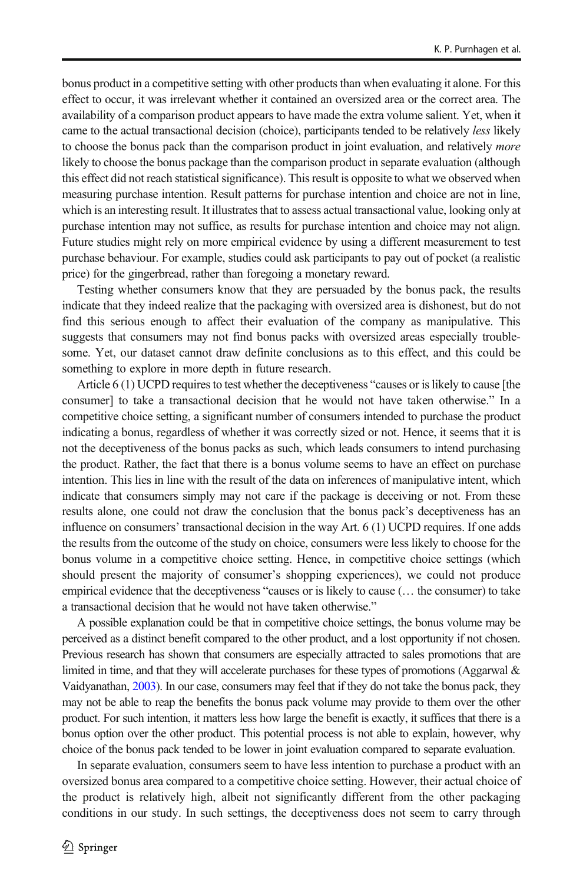bonus product in a competitive setting with other products than when evaluating it alone. For this effect to occur, it was irrelevant whether it contained an oversized area or the correct area. The availability of a comparison product appears to have made the extra volume salient. Yet, when it came to the actual transactional decision (choice), participants tended to be relatively *less* likely to choose the bonus pack than the comparison product in joint evaluation, and relatively *more* likely to choose the bonus package than the comparison product in separate evaluation (although this effect did not reach statistical significance). This result is opposite to what we observed when measuring purchase intention. Result patterns for purchase intention and choice are not in line, which is an interesting result. It illustrates that to assess actual transactional value, looking only at purchase intention may not suffice, as results for purchase intention and choice may not align. Future studies might rely on more empirical evidence by using a different measurement to test purchase behaviour. For example, studies could ask participants to pay out of pocket (a realistic price) for the gingerbread, rather than foregoing a monetary reward.

Testing whether consumers know that they are persuaded by the bonus pack, the results indicate that they indeed realize that the packaging with oversized area is dishonest, but do not find this serious enough to affect their evaluation of the company as manipulative. This suggests that consumers may not find bonus packs with oversized areas especially troublesome. Yet, our dataset cannot draw definite conclusions as to this effect, and this could be something to explore in more depth in future research.

Article 6 (1) UCPD requires to test whether the deceptiveness "causes or is likely to cause [the consumer] to take a transactional decision that he would not have taken otherwise." In a competitive choice setting, a significant number of consumers intended to purchase the product indicating a bonus, regardless of whether it was correctly sized or not. Hence, it seems that it is not the deceptiveness of the bonus packs as such, which leads consumers to intend purchasing the product. Rather, the fact that there is a bonus volume seems to have an effect on purchase intention. This lies in line with the result of the data on inferences of manipulative intent, which indicate that consumers simply may not care if the package is deceiving or not. From these results alone, one could not draw the conclusion that the bonus pack's deceptiveness has an influence on consumers' transactional decision in the way Art. 6 (1) UCPD requires. If one adds the results from the outcome of the study on choice, consumers were less likely to choose for the bonus volume in a competitive choice setting. Hence, in competitive choice settings (which should present the majority of consumer's shopping experiences), we could not produce empirical evidence that the deceptiveness "causes or is likely to cause (… the consumer) to take a transactional decision that he would not have taken otherwise."

A possible explanation could be that in competitive choice settings, the bonus volume may be perceived as a distinct benefit compared to the other product, and a lost opportunity if not chosen. Previous research has shown that consumers are especially attracted to sales promotions that are limited in time, and that they will accelerate purchases for these types of promotions (Aggarwal & Vaidyanathan, 2003). In our case, consumers may feel that if they do not take the bonus pack, they may not be able to reap the benefits the bonus pack volume may provide to them over the other product. For such intention, it matters less how large the benefit is exactly, it suffices that there is a bonus option over the other product. This potential process is not able to explain, however, why choice of the bonus pack tended to be lower in joint evaluation compared to separate evaluation.

In separate evaluation, consumers seem to have less intention to purchase a product with an oversized bonus area compared to a competitive choice setting. However, their actual choice of the product is relatively high, albeit not significantly different from the other packaging conditions in our study. In such settings, the deceptiveness does not seem to carry through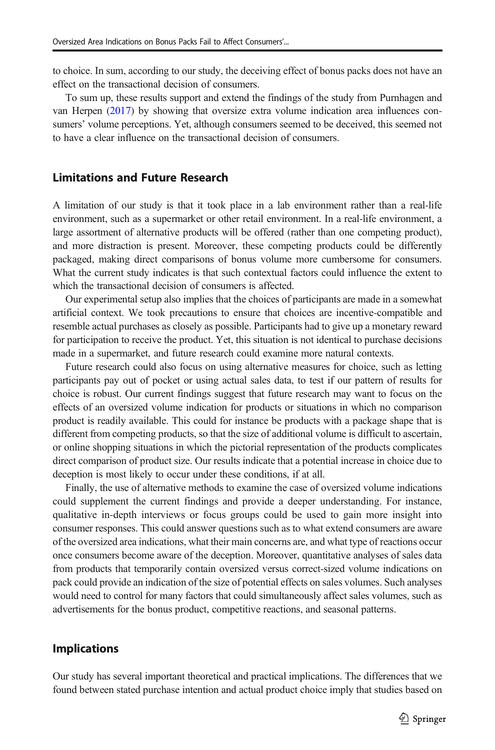to choice. In sum, according to our study, the deceiving effect of bonus packs does not have an effect on the transactional decision of consumers.

To sum up, these results support and extend the findings of the study from Purnhagen and van Herpen (2017) by showing that oversize extra volume indication area influences consumers' volume perceptions. Yet, although consumers seemed to be deceived, this seemed not to have a clear influence on the transactional decision of consumers.

## Limitations and Future Research

A limitation of our study is that it took place in a lab environment rather than a real-life environment, such as a supermarket or other retail environment. In a real-life environment, a large assortment of alternative products will be offered (rather than one competing product), and more distraction is present. Moreover, these competing products could be differently packaged, making direct comparisons of bonus volume more cumbersome for consumers. What the current study indicates is that such contextual factors could influence the extent to which the transactional decision of consumers is affected.

Our experimental setup also implies that the choices of participants are made in a somewhat artificial context. We took precautions to ensure that choices are incentive-compatible and resemble actual purchases as closely as possible. Participants had to give up a monetary reward for participation to receive the product. Yet, this situation is not identical to purchase decisions made in a supermarket, and future research could examine more natural contexts.

Future research could also focus on using alternative measures for choice, such as letting participants pay out of pocket or using actual sales data, to test if our pattern of results for choice is robust. Our current findings suggest that future research may want to focus on the effects of an oversized volume indication for products or situations in which no comparison product is readily available. This could for instance be products with a package shape that is different from competing products, so that the size of additional volume is difficult to ascertain, or online shopping situations in which the pictorial representation of the products complicates direct comparison of product size. Our results indicate that a potential increase in choice due to deception is most likely to occur under these conditions, if at all.

Finally, the use of alternative methods to examine the case of oversized volume indications could supplement the current findings and provide a deeper understanding. For instance, qualitative in-depth interviews or focus groups could be used to gain more insight into consumer responses. This could answer questions such as to what extend consumers are aware of the oversized area indications, what their main concerns are, and what type of reactions occur once consumers become aware of the deception. Moreover, quantitative analyses of sales data from products that temporarily contain oversized versus correct-sized volume indications on pack could provide an indication of the size of potential effects on sales volumes. Such analyses would need to control for many factors that could simultaneously affect sales volumes, such as advertisements for the bonus product, competitive reactions, and seasonal patterns.

## Implications

Our study has several important theoretical and practical implications. The differences that we found between stated purchase intention and actual product choice imply that studies based on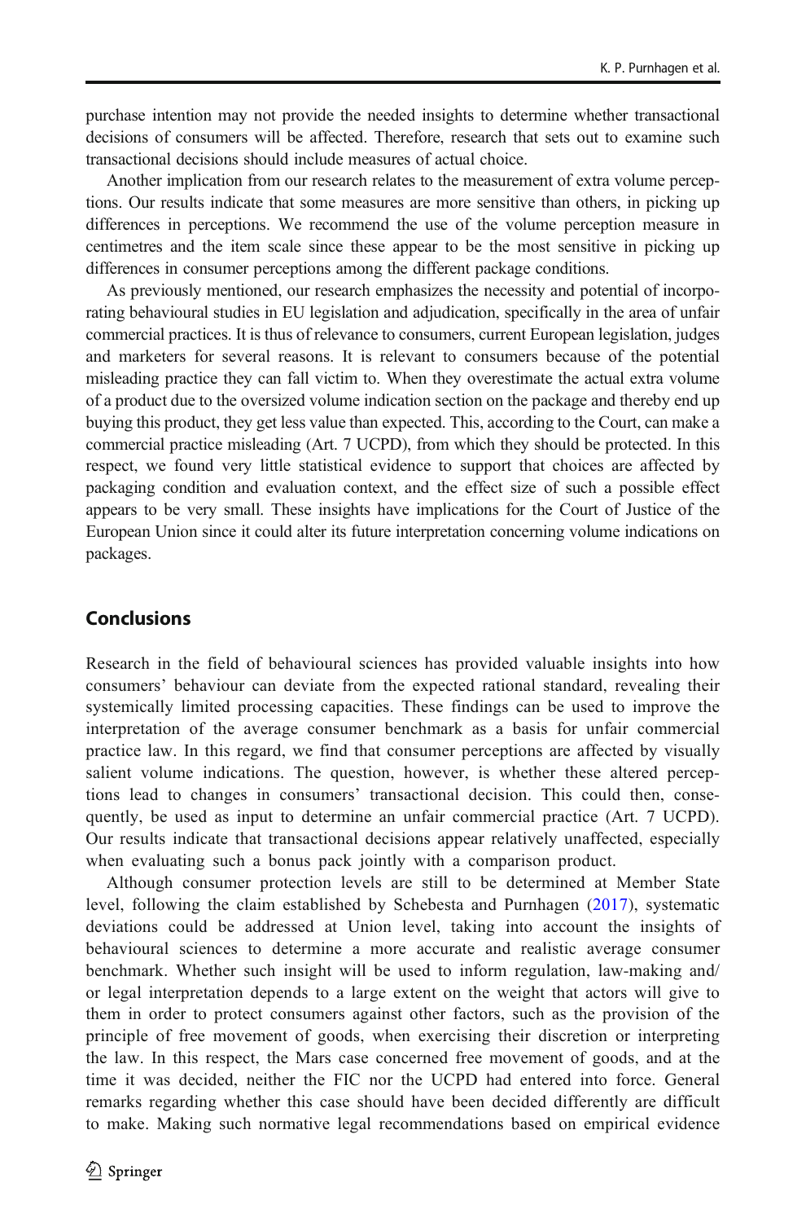purchase intention may not provide the needed insights to determine whether transactional decisions of consumers will be affected. Therefore, research that sets out to examine such transactional decisions should include measures of actual choice.

Another implication from our research relates to the measurement of extra volume perceptions. Our results indicate that some measures are more sensitive than others, in picking up differences in perceptions. We recommend the use of the volume perception measure in centimetres and the item scale since these appear to be the most sensitive in picking up differences in consumer perceptions among the different package conditions.

As previously mentioned, our research emphasizes the necessity and potential of incorporating behavioural studies in EU legislation and adjudication, specifically in the area of unfair commercial practices. It is thus of relevance to consumers, current European legislation, judges and marketers for several reasons. It is relevant to consumers because of the potential misleading practice they can fall victim to. When they overestimate the actual extra volume of a product due to the oversized volume indication section on the package and thereby end up buying this product, they get less value than expected. This, according to the Court, can make a commercial practice misleading (Art. 7 UCPD), from which they should be protected. In this respect, we found very little statistical evidence to support that choices are affected by packaging condition and evaluation context, and the effect size of such a possible effect appears to be very small. These insights have implications for the Court of Justice of the European Union since it could alter its future interpretation concerning volume indications on packages.

## Conclusions

Research in the field of behavioural sciences has provided valuable insights into how consumers' behaviour can deviate from the expected rational standard, revealing their systemically limited processing capacities. These findings can be used to improve the interpretation of the average consumer benchmark as a basis for unfair commercial practice law. In this regard, we find that consumer perceptions are affected by visually salient volume indications. The question, however, is whether these altered perceptions lead to changes in consumers' transactional decision. This could then, consequently, be used as input to determine an unfair commercial practice (Art. 7 UCPD). Our results indicate that transactional decisions appear relatively unaffected, especially when evaluating such a bonus pack jointly with a comparison product.

Although consumer protection levels are still to be determined at Member State level, following the claim established by Schebesta and Purnhagen (2017), systematic deviations could be addressed at Union level, taking into account the insights of behavioural sciences to determine a more accurate and realistic average consumer benchmark. Whether such insight will be used to inform regulation, law-making and/or legal interpretation depends to a large extent on the weight that actors will give to them in order to protect consumers against other factors, such as the provision of the principle of free movement of goods, when exercising their discretion or interpreting the law. In this respect, the Mars case concerned free movement of goods, and at the time it was decided, neither the FIC nor the UCPD had entered into force. General remarks regarding whether this case should have been decided differently are difficult to make. Making such normative legal recommendations based on empirical evidence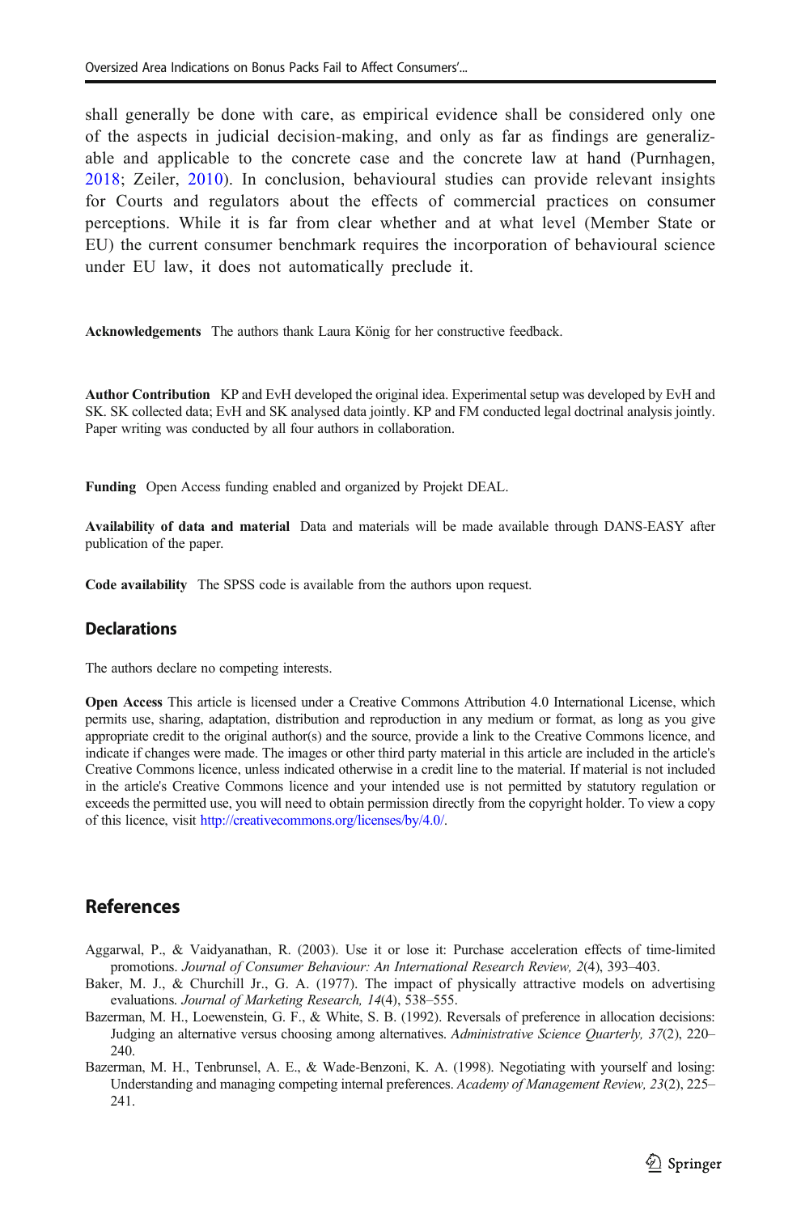shall generally be done with care, as empirical evidence shall be considered only one of the aspects in judicial decision-making, and only as far as findings are generalizable and applicable to the concrete case and the concrete law at hand (Purnhagen, 2018; Zeiler, 2010). In conclusion, behavioural studies can provide relevant insights for Courts and regulators about the effects of commercial practices on consumer perceptions. While it is far from clear whether and at what level (Member State or EU) the current consumer benchmark requires the incorporation of behavioural science under EU law, it does not automatically preclude it.

**Acknowledgements** The authors thank Laura König for her constructive feedback.

**Author Contribution** KP and EvH developed the original idea. Experimental setup was developed by EvH and SK. SK collected data; EvH and SK analysed data jointly. KP and FM conducted legal doctrinal analysis jointly. Paper writing was conducted by all four authors in collaboration.

**Funding** Open Access funding enabled and organized by Projekt DEAL.

**Availability of data and material** Data and materials will be made available through DANS-EASY after publication of the paper.

**Code availability** The SPSS code is available from the authors upon request.

## Declarations

The authors declare no competing interests.

**Open Access** This article is licensed under a Creative Commons Attribution 4.0 International License, which permits use, sharing, adaptation, distribution and reproduction in any medium or format, as long as you give appropriate credit to the original author(s) and the source, provide a link to the Creative Commons licence, and indicate if changes were made. The images or other third party material in this article are included in the article's Creative Commons licence, unless indicated otherwise in a credit line to the material. If material is not included in the article's Creative Commons licence and your intended use is not permitted by statutory regulation or exceeds the permitted use, you will need to obtain permission directly from the copyright holder. To view a copy of this licence, visit http://creativecommons.org/licenses/by/4.0/.

## References

Aggarwal, P., & Vaidyanathan, R. (2003). Use it or lose it: Purchase acceleration effects of time-limited promotions. *Journal of Consumer Behaviour: An International Research Review, 2*(4), 393–403.

Baker, M. J., & Churchill Jr., G. A. (1977). The impact of physically attractive models on advertising evaluations. *Journal of Marketing Research, 14*(4), 538–555.

Bazerman, M. H., Loewenstein, G. F., & White, S. B. (1992). Reversals of preference in allocation decisions: Judging an alternative versus choosing among alternatives. *Administrative Science Quarterly, 37*(2), 220–240.

Bazerman, M. H., Tenbrunsel, A. E., & Wade-Benzoni, K. A. (1998). Negotiating with yourself and losing: Understanding and managing competing internal preferences. *Academy of Management Review, 23*(2), 225–241.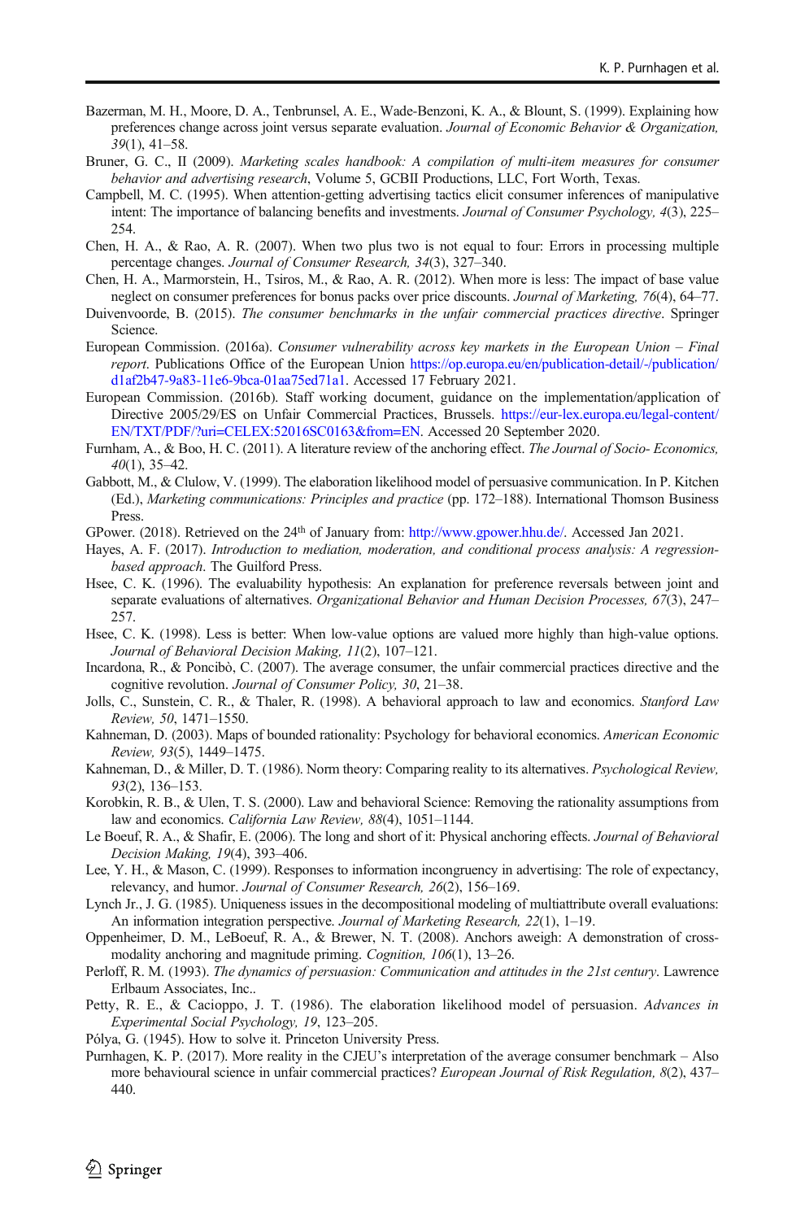Bazerman, M. H., Moore, D. A., Tenbrunsel, A. E., Wade-Benzoni, K. A., & Blount, S. (1999). Explaining how preferences change across joint versus separate evaluation. *Journal of Economic Behavior & Organization, 39*(1), 41–58.

Bruner, G. C., II (2009). *Marketing scales handbook: A compilation of multi-item measures for consumer behavior and advertising research*, Volume 5, GCBII Productions, LLC, Fort Worth, Texas.

Campbell, M. C. (1995). When attention-getting advertising tactics elicit consumer inferences of manipulative intent: The importance of balancing benefits and investments. *Journal of Consumer Psychology, 4*(3), 225–254.

Chen, H. A., & Rao, A. R. (2007). When two plus two is not equal to four: Errors in processing multiple percentage changes. *Journal of Consumer Research, 34*(3), 327–340.

Chen, H. A., Marmorstein, H., Tsiros, M., & Rao, A. R. (2012). When more is less: The impact of base value neglect on consumer preferences for bonus packs over price discounts. *Journal of Marketing, 76*(4), 64–77.

Duivenvoorde, B. (2015). *The consumer benchmarks in the unfair commercial practices directive*. Springer Science.

European Commission. (2016a). *Consumer vulnerability across key markets in the European Union – Final report*. Publications Office of the European Union https://op.europa.eu/en/publication-detail/-/publication/d1af2b47-9a83-11e6-9bca-01aa75ed71a1. Accessed 17 February 2021.

European Commission. (2016b). Staff working document, guidance on the implementation/application of Directive 2005/29/ES on Unfair Commercial Practices, Brussels. https://eur-lex.europa.eu/legal-content/EN/TXT/PDF/?uri=CELEX:52016SC0163&from=EN. Accessed 20 September 2020.

Furnham, A., & Boo, H. C. (2011). A literature review of the anchoring effect. *The Journal of Socio- Economics, 40*(1), 35–42.

Gabbott, M., & Clulow, V. (1999). The elaboration likelihood model of persuasive communication. In P. Kitchen (Ed.), *Marketing communications: Principles and practice* (pp. 172–188). International Thomson Business Press.

GPower. (2018). Retrieved on the 24th of January from: http://www.gpower.hhu.de/. Accessed Jan 2021.

Hayes, A. F. (2017). *Introduction to mediation, moderation, and conditional process analysis: A regression-based approach*. The Guilford Press.

Hsee, C. K. (1996). The evaluability hypothesis: An explanation for preference reversals between joint and separate evaluations of alternatives. *Organizational Behavior and Human Decision Processes, 67*(3), 247–257.

Hsee, C. K. (1998). Less is better: When low-value options are valued more highly than high-value options. *Journal of Behavioral Decision Making, 11*(2), 107–121.

Incardona, R., & Poncibò, C. (2007). The average consumer, the unfair commercial practices directive and the cognitive revolution. *Journal of Consumer Policy, 30*, 21–38.

Jolls, C., Sunstein, C. R., & Thaler, R. (1998). A behavioral approach to law and economics. *Stanford Law Review, 50*, 1471–1550.

Kahneman, D. (2003). Maps of bounded rationality: Psychology for behavioral economics. *American Economic Review, 93*(5), 1449–1475.

Kahneman, D., & Miller, D. T. (1986). Norm theory: Comparing reality to its alternatives. *Psychological Review, 93*(2), 136–153.

Korobkin, R. B., & Ulen, T. S. (2000). Law and behavioral Science: Removing the rationality assumptions from law and economics. *California Law Review, 88*(4), 1051–1144.

Le Boeuf, R. A., & Shafir, E. (2006). The long and short of it: Physical anchoring effects. *Journal of Behavioral Decision Making, 19*(4), 393–406.

Lee, Y. H., & Mason, C. (1999). Responses to information incongruency in advertising: The role of expectancy, relevancy, and humor. *Journal of Consumer Research, 26*(2), 156–169.

Lynch Jr., J. G. (1985). Uniqueness issues in the decompositional modeling of multiattribute overall evaluations: An information integration perspective. *Journal of Marketing Research, 22*(1), 1–19.

Oppenheimer, D. M., LeBoeuf, R. A., & Brewer, N. T. (2008). Anchors aweigh: A demonstration of cross-modality anchoring and magnitude priming. *Cognition, 106*(1), 13–26.

Perloff, R. M. (1993). *The dynamics of persuasion: Communication and attitudes in the 21st century*. Lawrence Erlbaum Associates, Inc..

Petty, R. E., & Cacioppo, J. T. (1986). The elaboration likelihood model of persuasion. *Advances in Experimental Social Psychology, 19*, 123–205.

Pólya, G. (1945). How to solve it. Princeton University Press.

Purnhagen, K. P. (2017). More reality in the CJEU's interpretation of the average consumer benchmark – Also more behavioural science in unfair commercial practices? *European Journal of Risk Regulation, 8*(2), 437–440.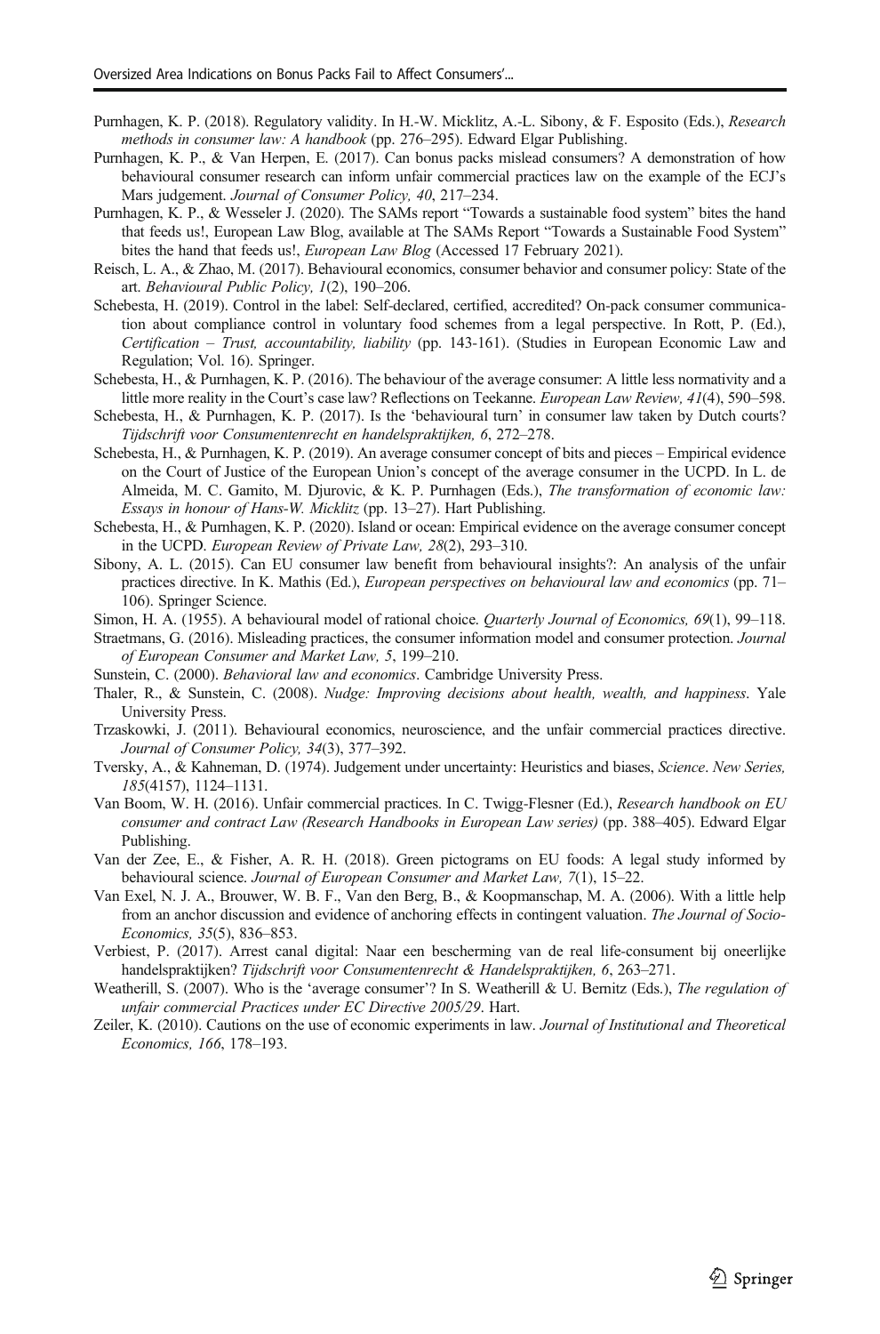Purnhagen, K. P. (2018). Regulatory validity. In H.-W. Micklitz, A.-L. Sibony, & F. Esposito (Eds.), *Research methods in consumer law: A handbook* (pp. 276–295). Edward Elgar Publishing.

Purnhagen, K. P., & Van Herpen, E. (2017). Can bonus packs mislead consumers? A demonstration of how behavioural consumer research can inform unfair commercial practices law on the example of the ECJ's Mars judgement. *Journal of Consumer Policy, 40*, 217–234.

Purnhagen, K. P., & Wesseler J. (2020). The SAMs report "Towards a sustainable food system" bites the hand that feeds us!, European Law Blog, available at The SAMs Report "Towards a Sustainable Food System" bites the hand that feeds us!, *European Law Blog* (Accessed 17 February 2021).

Reisch, L. A., & Zhao, M. (2017). Behavioural economics, consumer behavior and consumer policy: State of the art. *Behavioural Public Policy, 1*(2), 190–206.

Schebesta, H. (2019). Control in the label: Self-declared, certified, accredited? On-pack consumer communication about compliance control in voluntary food schemes from a legal perspective. In Rott, P. (Ed.), *Certification – Trust, accountability, liability* (pp. 143-161). (Studies in European Economic Law and Regulation; Vol. 16). Springer.

Schebesta, H., & Purnhagen, K. P. (2016). The behaviour of the average consumer: A little less normativity and a little more reality in the Court's case law? Reflections on Teekanne. *European Law Review, 41*(4), 590–598.

Schebesta, H., & Purnhagen, K. P. (2017). Is the 'behavioural turn' in consumer law taken by Dutch courts? *Tijdschrift voor Consumentenrecht en handelspraktijken, 6*, 272–278.

Schebesta, H., & Purnhagen, K. P. (2019). An average consumer concept of bits and pieces – Empirical evidence on the Court of Justice of the European Union's concept of the average consumer in the UCPD. In L. de Almeida, M. C. Gamito, M. Djurovic, & K. P. Purnhagen (Eds.), *The transformation of economic law: Essays in honour of Hans-W. Micklitz* (pp. 13–27). Hart Publishing.

Schebesta, H., & Purnhagen, K. P. (2020). Island or ocean: Empirical evidence on the average consumer concept in the UCPD. *European Review of Private Law, 28*(2), 293–310.

Sibony, A. L. (2015). Can EU consumer law benefit from behavioural insights?: An analysis of the unfair practices directive. In K. Mathis (Ed.), *European perspectives on behavioural law and economics* (pp. 71–106). Springer Science.

Simon, H. A. (1955). A behavioural model of rational choice. *Quarterly Journal of Economics, 69*(1), 99–118.

Straetmans, G. (2016). Misleading practices, the consumer information model and consumer protection. *Journal of European Consumer and Market Law, 5*, 199–210.

Sunstein, C. (2000). *Behavioral law and economics*. Cambridge University Press.

Thaler, R., & Sunstein, C. (2008). *Nudge: Improving decisions about health, wealth, and happiness*. Yale University Press.

Trzaskowki, J. (2011). Behavioural economics, neuroscience, and the unfair commercial practices directive. *Journal of Consumer Policy, 34*(3), 377–392.

Tversky, A., & Kahneman, D. (1974). Judgement under uncertainty: Heuristics and biases, *Science*. *New Series, 185*(4157), 1124–1131.

Van Boom, W. H. (2016). Unfair commercial practices. In C. Twigg-Flesner (Ed.), *Research handbook on EU consumer and contract Law (Research Handbooks in European Law series)* (pp. 388–405). Edward Elgar Publishing.

Van der Zee, E., & Fisher, A. R. H. (2018). Green pictograms on EU foods: A legal study informed by behavioural science. *Journal of European Consumer and Market Law, 7*(1), 15–22.

Van Exel, N. J. A., Brouwer, W. B. F., Van den Berg, B., & Koopmanschap, M. A. (2006). With a little help from an anchor discussion and evidence of anchoring effects in contingent valuation. *The Journal of Socio-Economics, 35*(5), 836–853.

Verbiest, P. (2017). Arrest canal digital: Naar een bescherming van de real life-consument bij oneerlijke handelspraktijken? *Tijdschrift voor Consumentenrecht & Handelspraktijken, 6*, 263–271.

Weatherill, S. (2007). Who is the 'average consumer'? In S. Weatherill & U. Bernitz (Eds.), *The regulation of unfair commercial Practices under EC Directive 2005/29*. Hart.

Zeiler, K. (2010). Cautions on the use of economic experiments in law. *Journal of Institutional and Theoretical Economics, 166*, 178–193.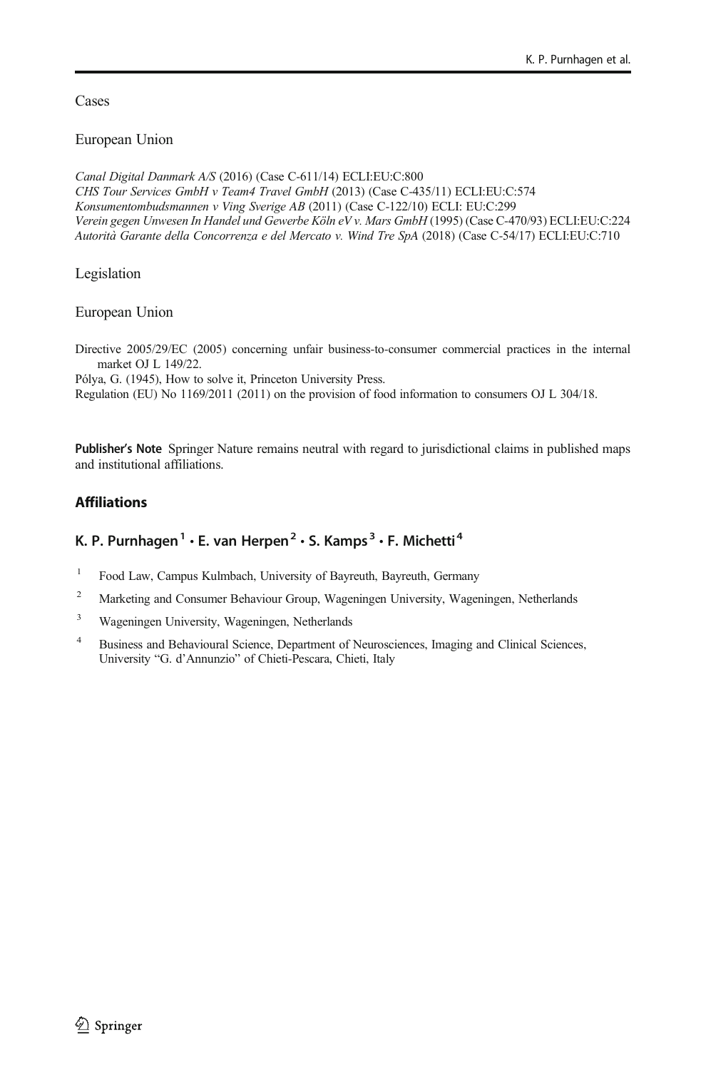## Cases

### European Union

*Canal Digital Danmark A/S* (2016) (Case C-611/14) ECLI:EU:C:800
*CHS Tour Services GmbH v Team4 Travel GmbH* (2013) (Case C-435/11) ECLI:EU:C:574
*Konsumentombudsmannen v Ving Sverige AB* (2011) (Case C-122/10) ECLI: EU:C:299
*Verein gegen Unwesen In Handel und Gewerbe Köln eV v. Mars GmbH* (1995) (Case C-470/93) ECLI:EU:C:224
*Autorità Garante della Concorrenza e del Mercato v. Wind Tre SpA* (2018) (Case C-54/17) ECLI:EU:C:710

## Legislation

### European Union

Directive 2005/29/EC (2005) concerning unfair business-to-consumer commercial practices in the internal market OJ L 149/22.
Pólya, G. (1945), How to solve it, Princeton University Press.
Regulation (EU) No 1169/2011 (2011) on the provision of food information to consumers OJ L 304/18.

**Publisher's Note** Springer Nature remains neutral with regard to jurisdictional claims in published maps and institutional affiliations.

## Affiliations

**K. P. Purnhagen[1] · E. van Herpen[2] · S. Kamps[3] · F. Michetti[4]**

[1] Food Law, Campus Kulmbach, University of Bayreuth, Bayreuth, Germany

[2] Marketing and Consumer Behaviour Group, Wageningen University, Wageningen, Netherlands

[3] Wageningen University, Wageningen, Netherlands

[4] Business and Behavioural Science, Department of Neurosciences, Imaging and Clinical Sciences, University "G. d'Annunzio" of Chieti-Pescara, Chieti, Italy